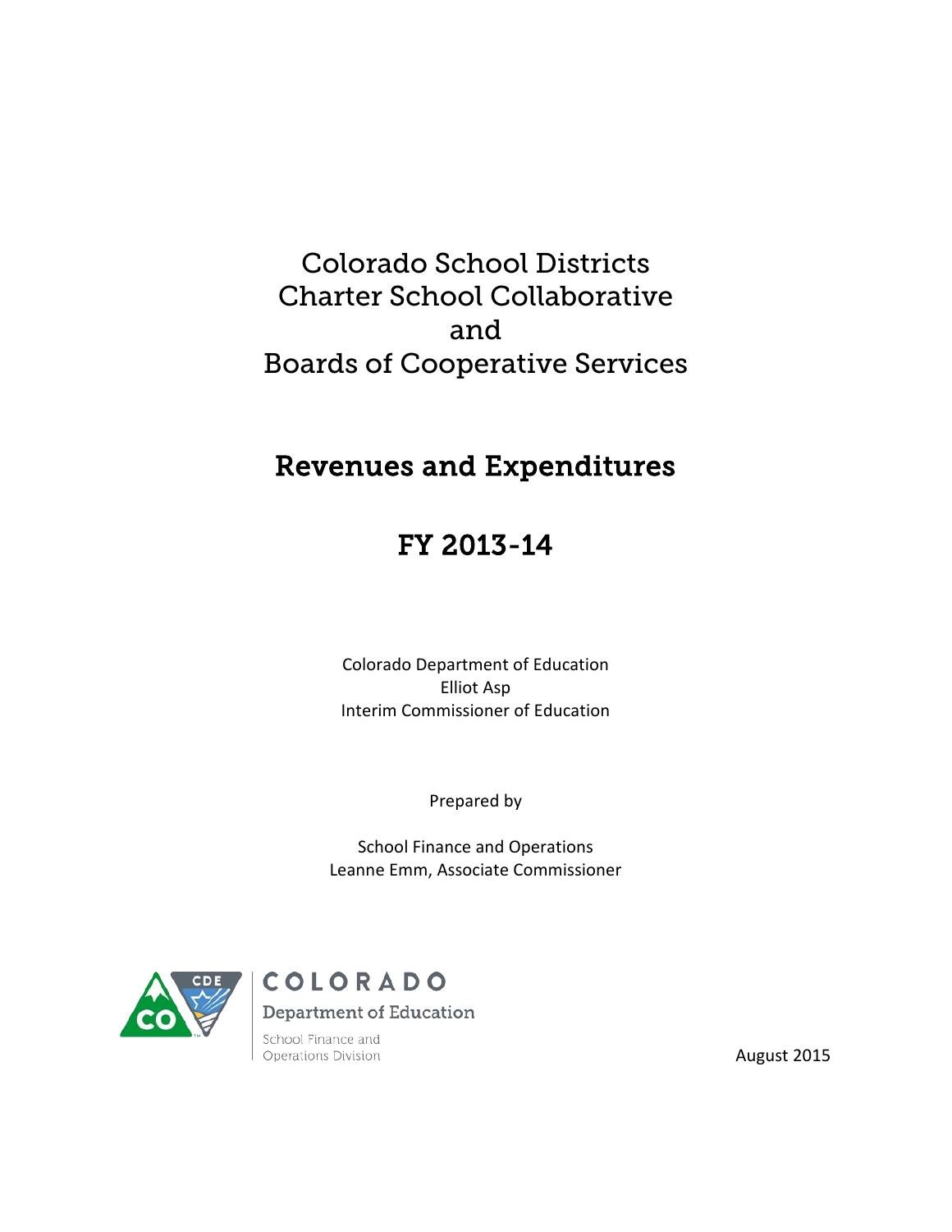# Colorado School Districts
# Charter School Collaborative
# and
# Boards of Cooperative Services

## Revenues and Expenditures

## FY 2013-14

Colorado Department of Education
Elliot Asp
Interim Commissioner of Education

Prepared by

School Finance and Operations
Leanne Emm, Associate Commissioner

COLORADO
Department of Education
School Finance and Operations Division

August 2015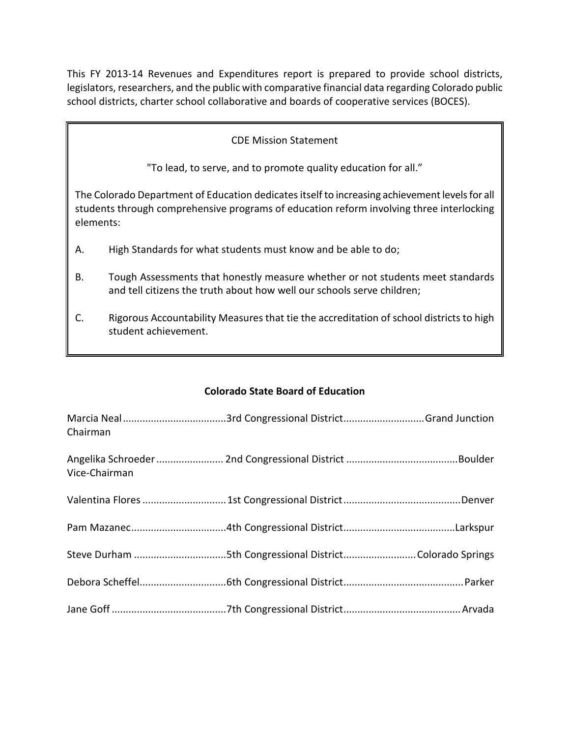This FY 2013-14 Revenues and Expenditures report is prepared to provide school districts, legislators, researchers, and the public with comparative financial data regarding Colorado public school districts, charter school collaborative and boards of cooperative services (BOCES).

CDE Mission Statement

"To lead, to serve, and to promote quality education for all."

The Colorado Department of Education dedicates itself to increasing achievement levels for all students through comprehensive programs of education reform involving three interlocking elements:

A. High Standards for what students must know and be able to do;

B. Tough Assessments that honestly measure whether or not students meet standards and tell citizens the truth about how well our schools serve children;

C. Rigorous Accountability Measures that tie the accreditation of school districts to high student achievement.

**Colorado State Board of Education**

Marcia Neal....................................3rd Congressional District............................Grand Junction
Chairman

Angelika Schroeder........................ 2nd Congressional District .......................................Boulder
Vice-Chairman

Valentina Flores .............................1st Congressional District..........................................Denver

Pam Mazanec.................................4th Congressional District........................................Larkspur

Steve Durham ................................5th Congressional District.........................Colorado Springs

Debora Scheffel..............................6th Congressional District..........................................Parker

Jane Goff ........................................7th Congressional District.........................................Arvada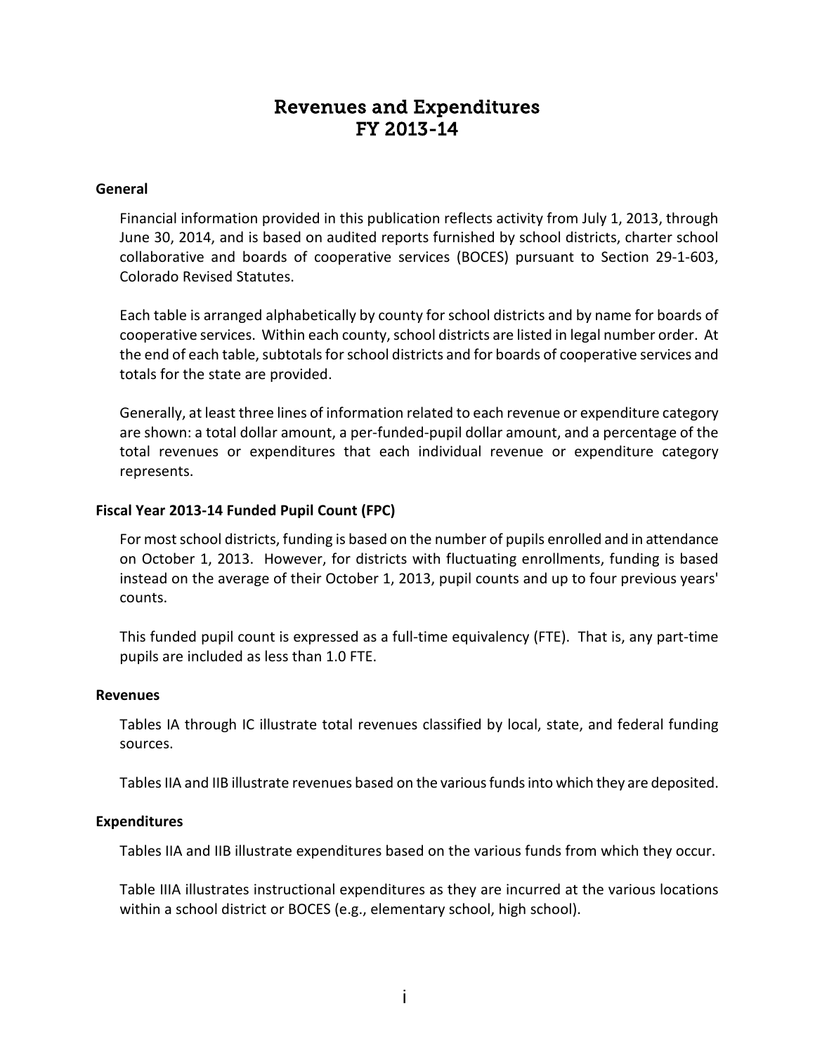# Revenues and Expenditures
# FY 2013-14

## General

Financial information provided in this publication reflects activity from July 1, 2013, through June 30, 2014, and is based on audited reports furnished by school districts, charter school collaborative and boards of cooperative services (BOCES) pursuant to Section 29-1-603, Colorado Revised Statutes.

Each table is arranged alphabetically by county for school districts and by name for boards of cooperative services. Within each county, school districts are listed in legal number order. At the end of each table, subtotals for school districts and for boards of cooperative services and totals for the state are provided.

Generally, at least three lines of information related to each revenue or expenditure category are shown: a total dollar amount, a per-funded-pupil dollar amount, and a percentage of the total revenues or expenditures that each individual revenue or expenditure category represents.

## Fiscal Year 2013-14 Funded Pupil Count (FPC)

For most school districts, funding is based on the number of pupils enrolled and in attendance on October 1, 2013. However, for districts with fluctuating enrollments, funding is based instead on the average of their October 1, 2013, pupil counts and up to four previous years' counts.

This funded pupil count is expressed as a full-time equivalency (FTE). That is, any part-time pupils are included as less than 1.0 FTE.

## Revenues

Tables IA through IC illustrate total revenues classified by local, state, and federal funding sources.

Tables IIA and IIB illustrate revenues based on the various funds into which they are deposited.

## Expenditures

Tables IIA and IIB illustrate expenditures based on the various funds from which they occur.

Table IIIA illustrates instructional expenditures as they are incurred at the various locations within a school district or BOCES (e.g., elementary school, high school).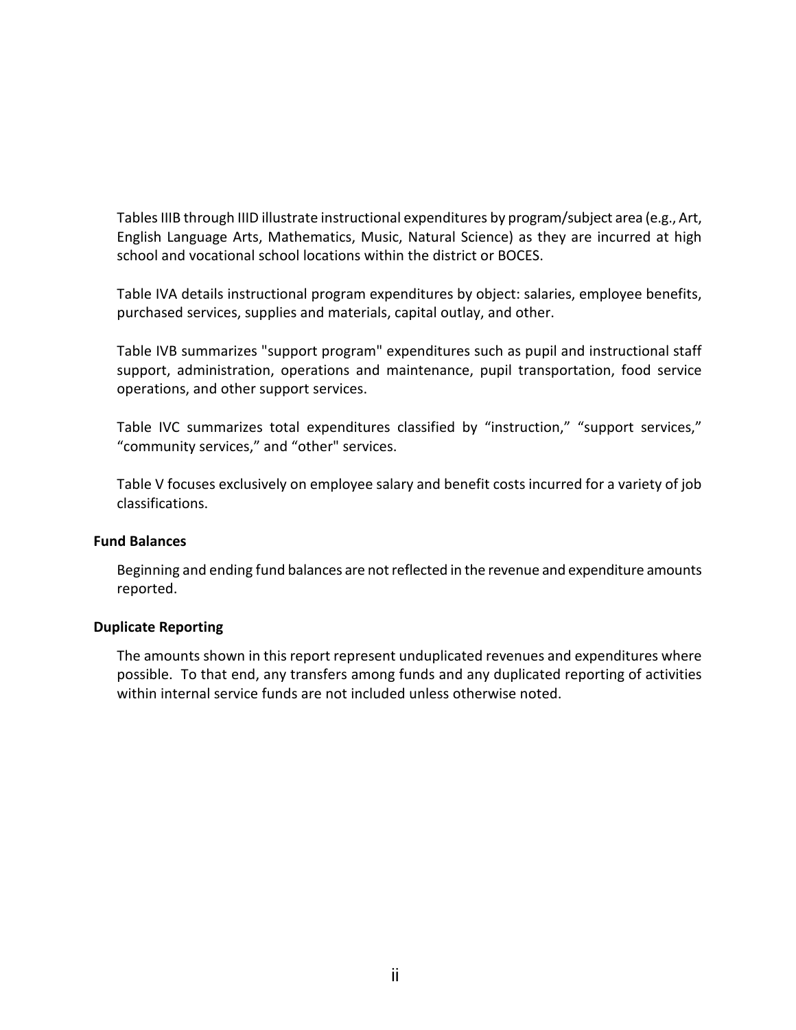Tables IIIB through IIID illustrate instructional expenditures by program/subject area (e.g., Art, English Language Arts, Mathematics, Music, Natural Science) as they are incurred at high school and vocational school locations within the district or BOCES.

Table IVA details instructional program expenditures by object: salaries, employee benefits, purchased services, supplies and materials, capital outlay, and other.

Table IVB summarizes "support program" expenditures such as pupil and instructional staff support, administration, operations and maintenance, pupil transportation, food service operations, and other support services.

Table IVC summarizes total expenditures classified by “instruction,” “support services,” “community services,” and “other" services.

Table V focuses exclusively on employee salary and benefit costs incurred for a variety of job classifications.

**Fund Balances**

Beginning and ending fund balances are not reflected in the revenue and expenditure amounts reported.

**Duplicate Reporting**

The amounts shown in this report represent unduplicated revenues and expenditures where possible. To that end, any transfers among funds and any duplicated reporting of activities within internal service funds are not included unless otherwise noted.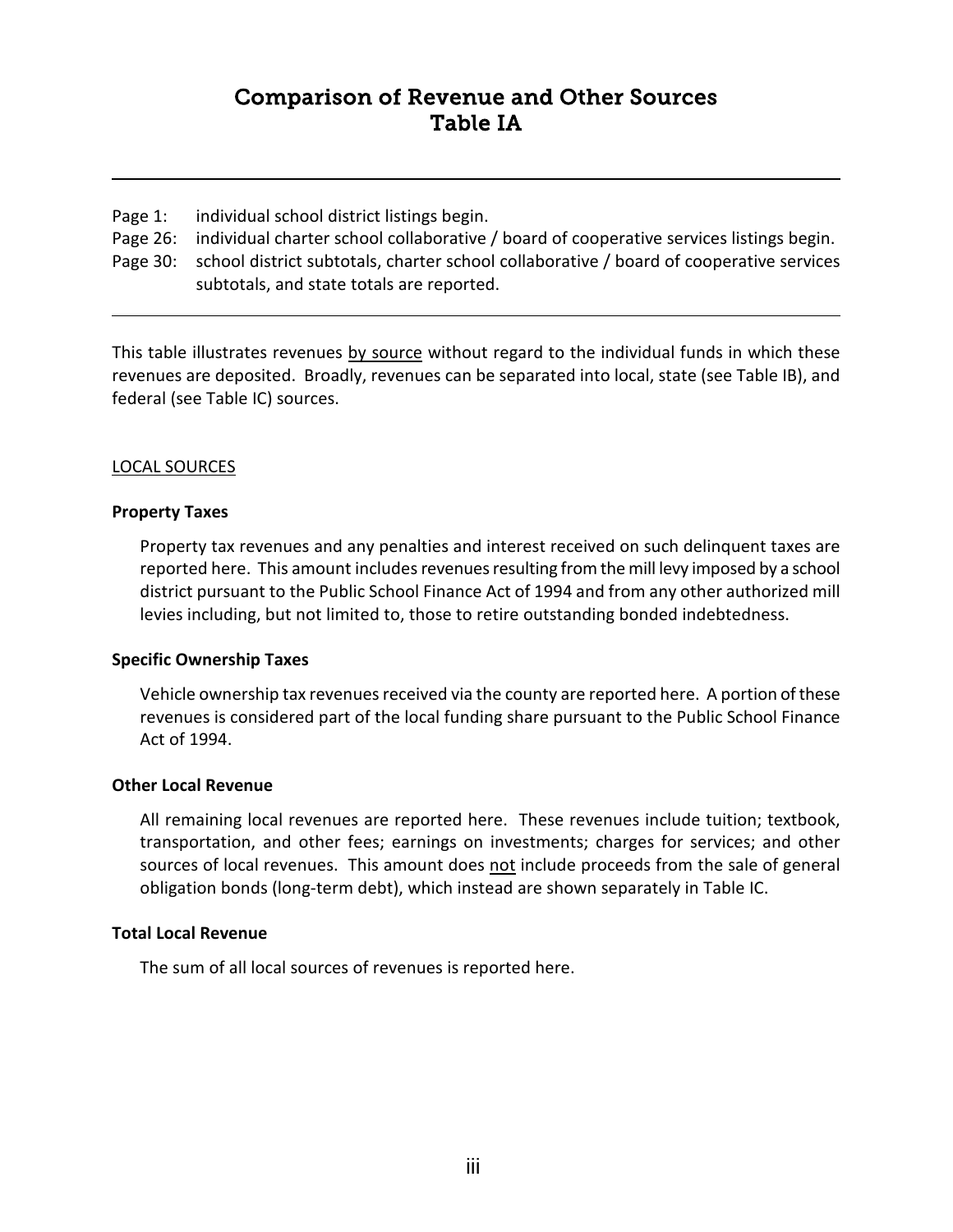# Comparison of Revenue and Other Sources
# Table IA

---

Page 1: individual school district listings begin.
Page 26: individual charter school collaborative / board of cooperative services listings begin.
Page 30: school district subtotals, charter school collaborative / board of cooperative services subtotals, and state totals are reported.

---

This table illustrates revenues <u>by source</u> without regard to the individual funds in which these revenues are deposited. Broadly, revenues can be separated into local, state (see Table IB), and federal (see Table IC) sources.

<u>LOCAL SOURCES</u>

**Property Taxes**

Property tax revenues and any penalties and interest received on such delinquent taxes are reported here. This amount includes revenues resulting from the mill levy imposed by a school district pursuant to the Public School Finance Act of 1994 and from any other authorized mill levies including, but not limited to, those to retire outstanding bonded indebtedness.

**Specific Ownership Taxes**

Vehicle ownership tax revenues received via the county are reported here. A portion of these revenues is considered part of the local funding share pursuant to the Public School Finance Act of 1994.

**Other Local Revenue**

All remaining local revenues are reported here. These revenues include tuition; textbook, transportation, and other fees; earnings on investments; charges for services; and other sources of local revenues. This amount does <u>not</u> include proceeds from the sale of general obligation bonds (long-term debt), which instead are shown separately in Table IC.

**Total Local Revenue**

The sum of all local sources of revenues is reported here.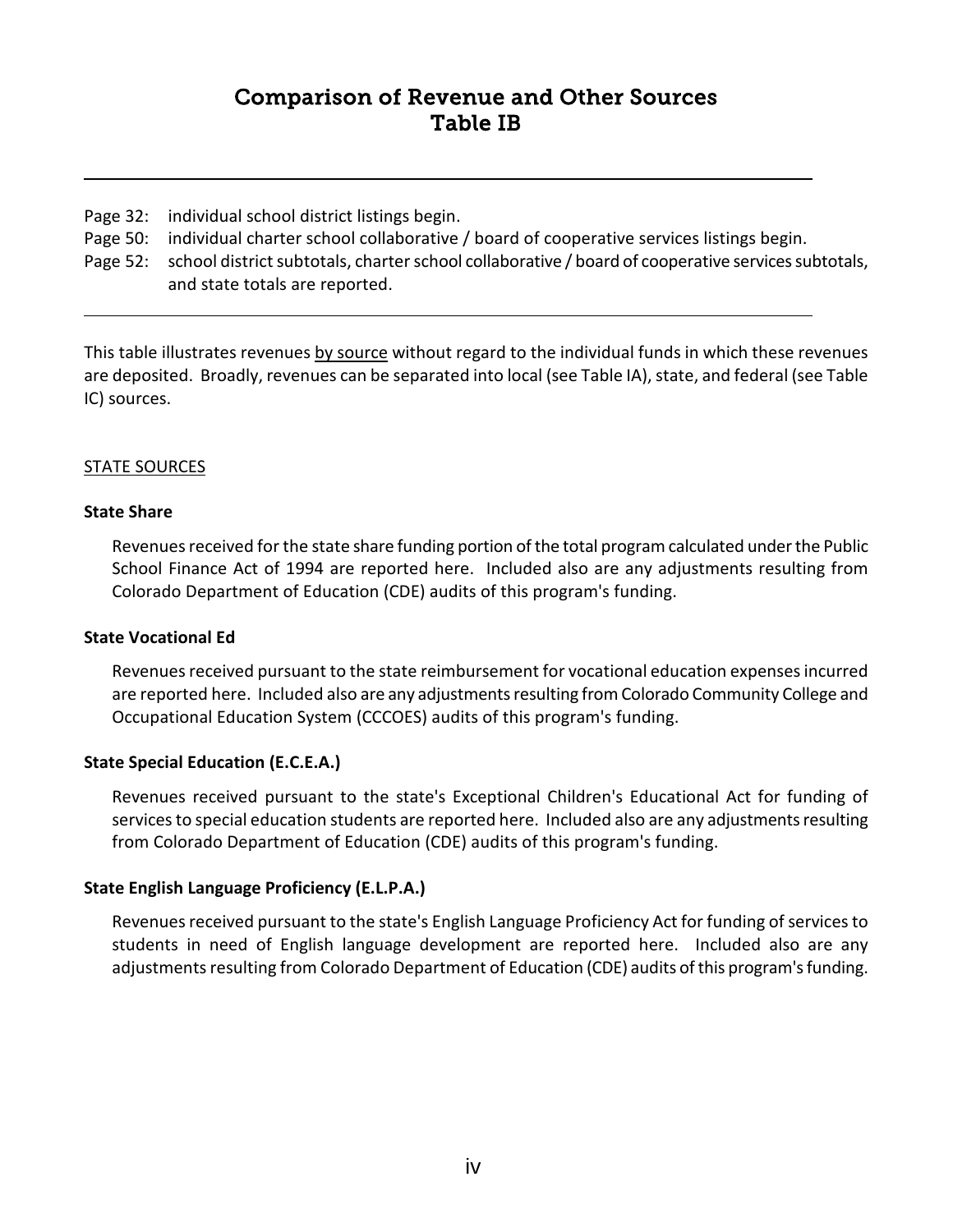# Comparison of Revenue and Other Sources
## Table IB

---

Page 32: individual school district listings begin.
Page 50: individual charter school collaborative / board of cooperative services listings begin.
Page 52: school district subtotals, charter school collaborative / board of cooperative services subtotals, and state totals are reported.

---

This table illustrates revenues by source without regard to the individual funds in which these revenues are deposited. Broadly, revenues can be separated into local (see Table IA), state, and federal (see Table IC) sources.

STATE SOURCES

**State Share**

Revenues received for the state share funding portion of the total program calculated under the Public School Finance Act of 1994 are reported here. Included also are any adjustments resulting from Colorado Department of Education (CDE) audits of this program's funding.

**State Vocational Ed**

Revenues received pursuant to the state reimbursement for vocational education expenses incurred are reported here. Included also are any adjustments resulting from Colorado Community College and Occupational Education System (CCCOES) audits of this program's funding.

**State Special Education (E.C.E.A.)**

Revenues received pursuant to the state's Exceptional Children's Educational Act for funding of services to special education students are reported here. Included also are any adjustments resulting from Colorado Department of Education (CDE) audits of this program's funding.

**State English Language Proficiency (E.L.P.A.)**

Revenues received pursuant to the state's English Language Proficiency Act for funding of services to students in need of English language development are reported here. Included also are any adjustments resulting from Colorado Department of Education (CDE) audits of this program's funding.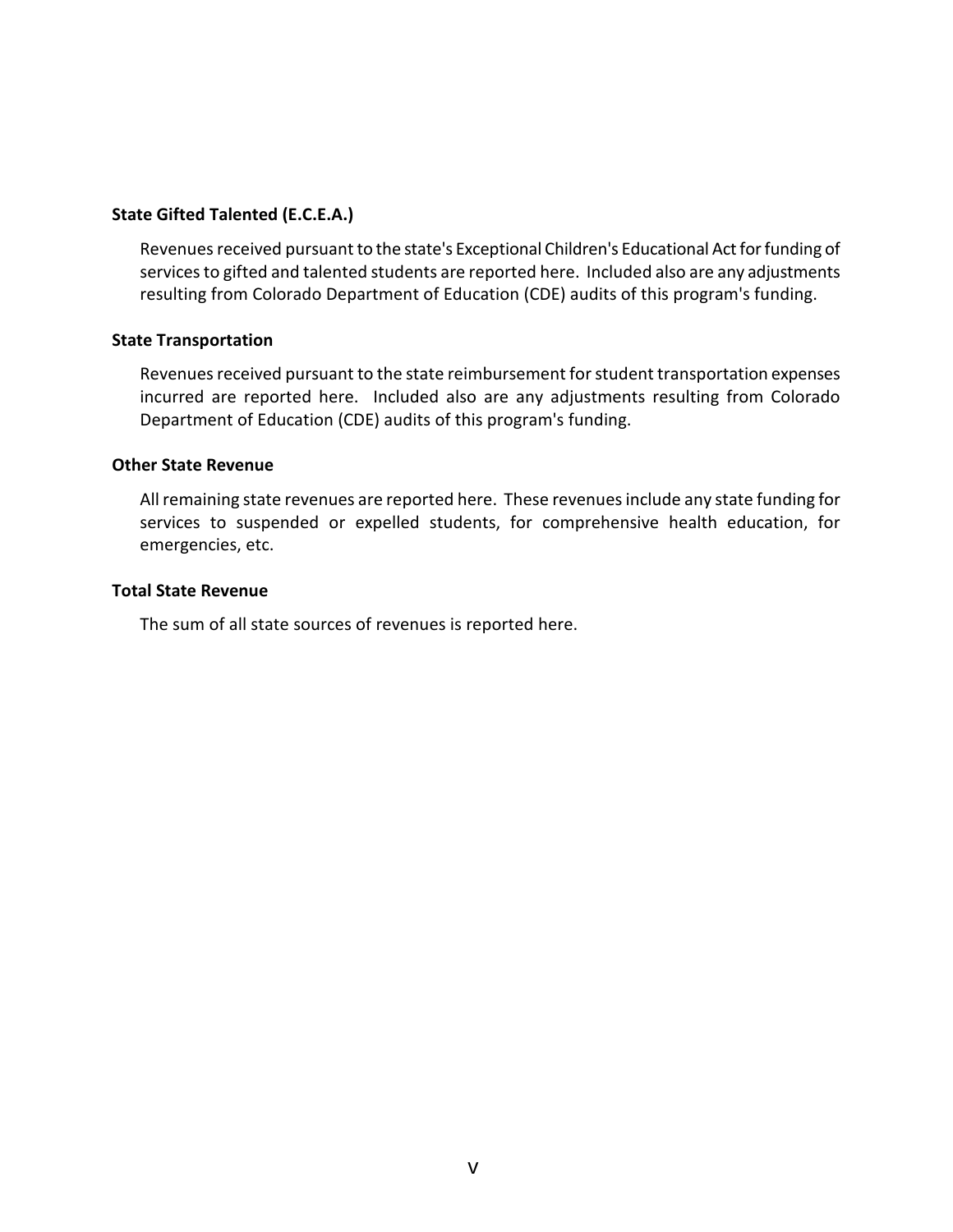**State Gifted Talented (E.C.E.A.)**

Revenues received pursuant to the state's Exceptional Children's Educational Act for funding of services to gifted and talented students are reported here. Included also are any adjustments resulting from Colorado Department of Education (CDE) audits of this program's funding.

**State Transportation**

Revenues received pursuant to the state reimbursement for student transportation expenses incurred are reported here. Included also are any adjustments resulting from Colorado Department of Education (CDE) audits of this program's funding.

**Other State Revenue**

All remaining state revenues are reported here. These revenues include any state funding for services to suspended or expelled students, for comprehensive health education, for emergencies, etc.

**Total State Revenue**

The sum of all state sources of revenues is reported here.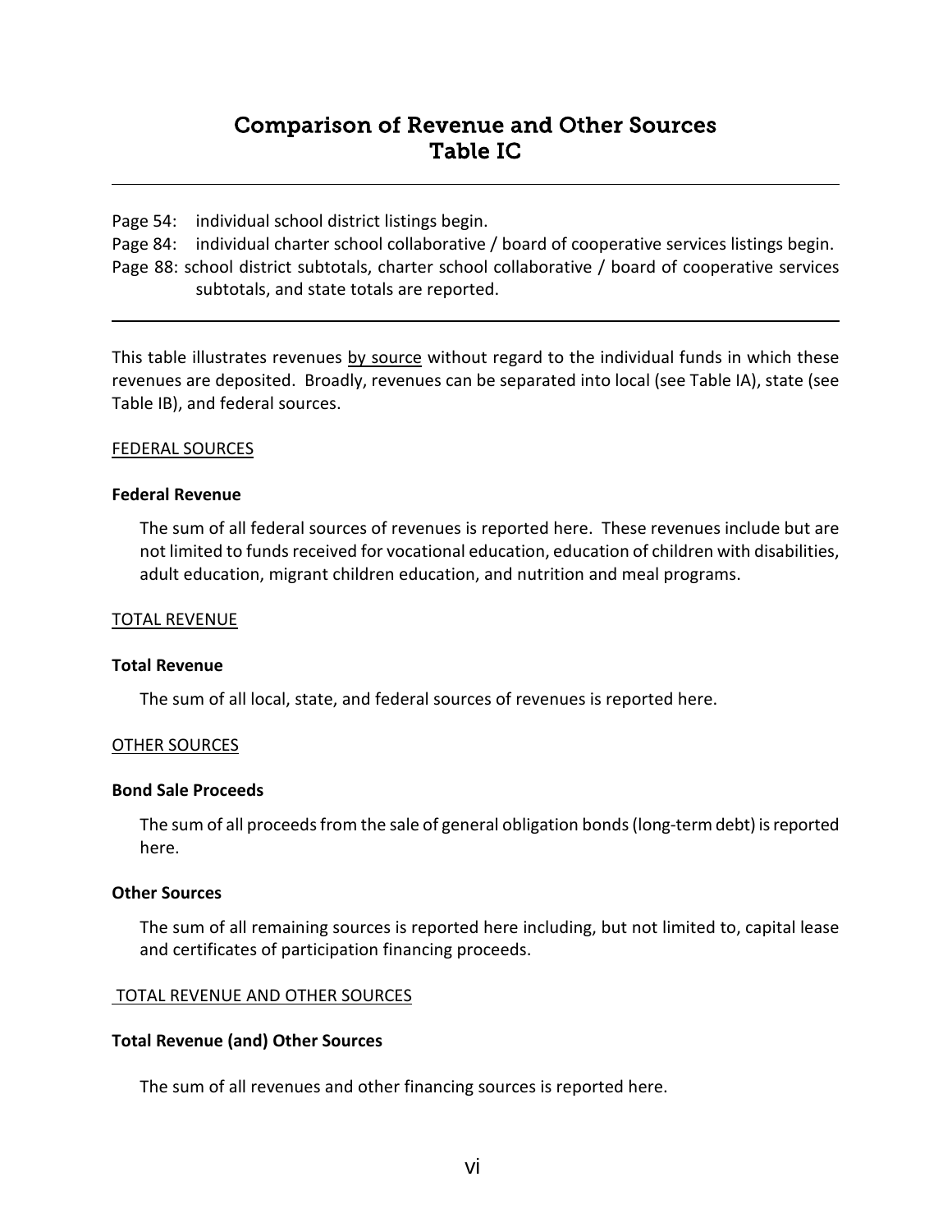# Comparison of Revenue and Other Sources
# Table IC

---

Page 54: individual school district listings begin.
Page 84: individual charter school collaborative / board of cooperative services listings begin.
Page 88: school district subtotals, charter school collaborative / board of cooperative services subtotals, and state totals are reported.

---

This table illustrates revenues by source without regard to the individual funds in which these revenues are deposited. Broadly, revenues can be separated into local (see Table IA), state (see Table IB), and federal sources.

FEDERAL SOURCES

**Federal Revenue**

The sum of all federal sources of revenues is reported here. These revenues include but are not limited to funds received for vocational education, education of children with disabilities, adult education, migrant children education, and nutrition and meal programs.

TOTAL REVENUE

**Total Revenue**

The sum of all local, state, and federal sources of revenues is reported here.

OTHER SOURCES

**Bond Sale Proceeds**

The sum of all proceeds from the sale of general obligation bonds (long-term debt) is reported here.

**Other Sources**

The sum of all remaining sources is reported here including, but not limited to, capital lease and certificates of participation financing proceeds.

TOTAL REVENUE AND OTHER SOURCES

**Total Revenue (and) Other Sources**

The sum of all revenues and other financing sources is reported here.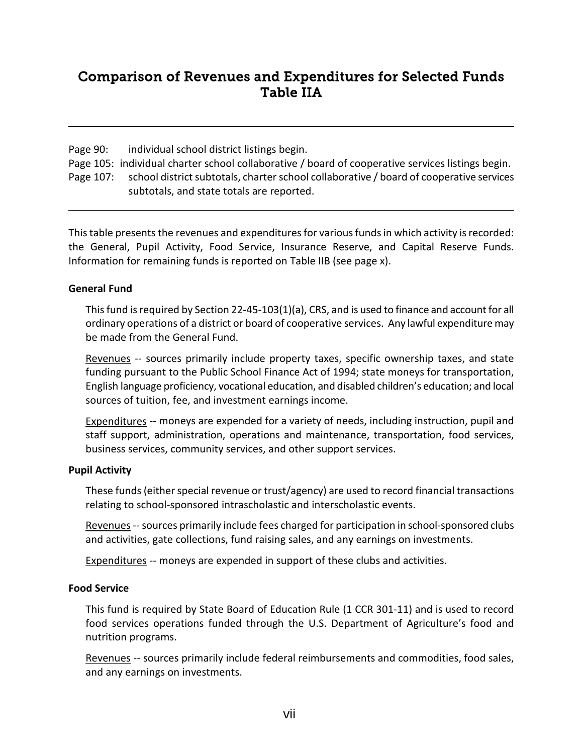# Comparison of Revenues and Expenditures for Selected Funds
# Table IIA

---

Page 90: individual school district listings begin.
Page 105: individual charter school collaborative / board of cooperative services listings begin.
Page 107: school district subtotals, charter school collaborative / board of cooperative services subtotals, and state totals are reported.

---

This table presents the revenues and expenditures for various funds in which activity is recorded: the General, Pupil Activity, Food Service, Insurance Reserve, and Capital Reserve Funds. Information for remaining funds is reported on Table IIB (see page x).

**General Fund**

This fund is required by Section 22-45-103(1)(a), CRS, and is used to finance and account for all ordinary operations of a district or board of cooperative services. Any lawful expenditure may be made from the General Fund.

Revenues -- sources primarily include property taxes, specific ownership taxes, and state funding pursuant to the Public School Finance Act of 1994; state moneys for transportation, English language proficiency, vocational education, and disabled children's education; and local sources of tuition, fee, and investment earnings income.

Expenditures -- moneys are expended for a variety of needs, including instruction, pupil and staff support, administration, operations and maintenance, transportation, food services, business services, community services, and other support services.

**Pupil Activity**

These funds (either special revenue or trust/agency) are used to record financial transactions relating to school-sponsored intrascholastic and interscholastic events.

Revenues -- sources primarily include fees charged for participation in school-sponsored clubs and activities, gate collections, fund raising sales, and any earnings on investments.

Expenditures -- moneys are expended in support of these clubs and activities.

**Food Service**

This fund is required by State Board of Education Rule (1 CCR 301-11) and is used to record food services operations funded through the U.S. Department of Agriculture's food and nutrition programs.

Revenues -- sources primarily include federal reimbursements and commodities, food sales, and any earnings on investments.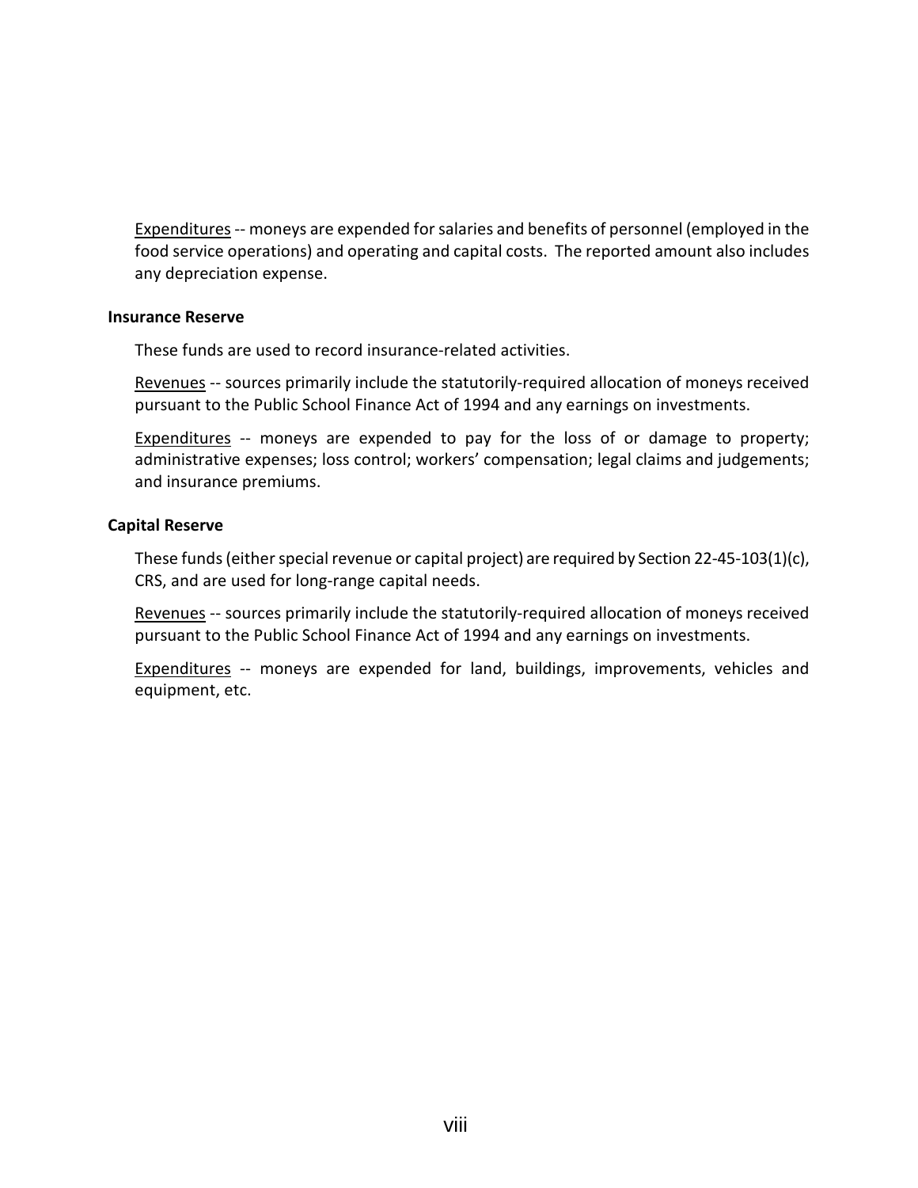Expenditures -- moneys are expended for salaries and benefits of personnel (employed in the food service operations) and operating and capital costs. The reported amount also includes any depreciation expense.

**Insurance Reserve**

These funds are used to record insurance-related activities.

Revenues -- sources primarily include the statutorily-required allocation of moneys received pursuant to the Public School Finance Act of 1994 and any earnings on investments.

Expenditures -- moneys are expended to pay for the loss of or damage to property; administrative expenses; loss control; workers' compensation; legal claims and judgements; and insurance premiums.

**Capital Reserve**

These funds (either special revenue or capital project) are required by Section 22-45-103(1)(c), CRS, and are used for long-range capital needs.

Revenues -- sources primarily include the statutorily-required allocation of moneys received pursuant to the Public School Finance Act of 1994 and any earnings on investments.

Expenditures -- moneys are expended for land, buildings, improvements, vehicles and equipment, etc.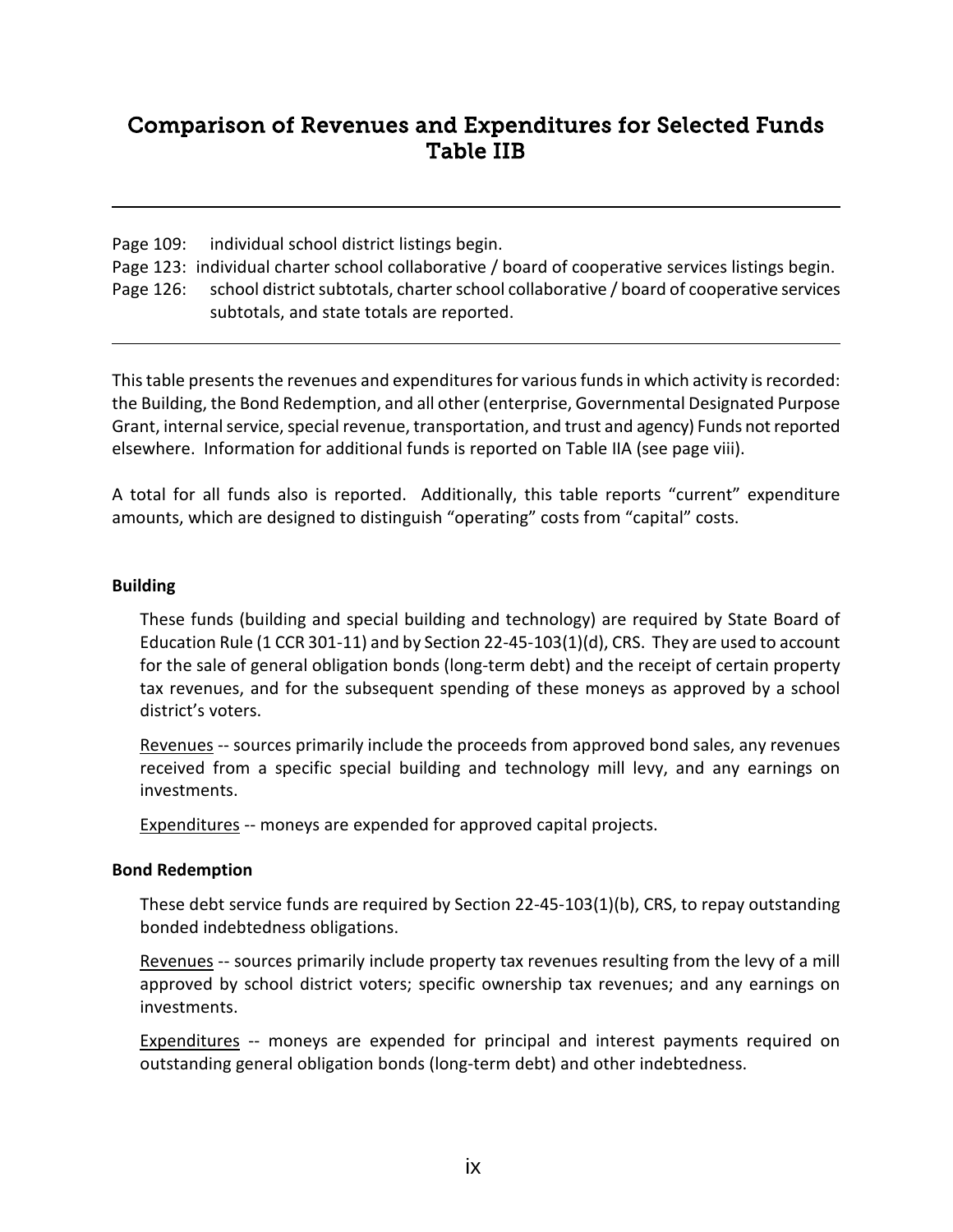# Comparison of Revenues and Expenditures for Selected Funds
# Table IIB

---

Page 109: individual school district listings begin.
Page 123: individual charter school collaborative / board of cooperative services listings begin.
Page 126: school district subtotals, charter school collaborative / board of cooperative services subtotals, and state totals are reported.

---

This table presents the revenues and expenditures for various funds in which activity is recorded: the Building, the Bond Redemption, and all other (enterprise, Governmental Designated Purpose Grant, internal service, special revenue, transportation, and trust and agency) Funds not reported elsewhere. Information for additional funds is reported on Table IIA (see page viii).

A total for all funds also is reported. Additionally, this table reports "current" expenditure amounts, which are designed to distinguish "operating" costs from "capital" costs.

**Building**

These funds (building and special building and technology) are required by State Board of Education Rule (1 CCR 301-11) and by Section 22-45-103(1)(d), CRS. They are used to account for the sale of general obligation bonds (long-term debt) and the receipt of certain property tax revenues, and for the subsequent spending of these moneys as approved by a school district's voters.

Revenues -- sources primarily include the proceeds from approved bond sales, any revenues received from a specific special building and technology mill levy, and any earnings on investments.

Expenditures -- moneys are expended for approved capital projects.

**Bond Redemption**

These debt service funds are required by Section 22-45-103(1)(b), CRS, to repay outstanding bonded indebtedness obligations.

Revenues -- sources primarily include property tax revenues resulting from the levy of a mill approved by school district voters; specific ownership tax revenues; and any earnings on investments.

Expenditures -- moneys are expended for principal and interest payments required on outstanding general obligation bonds (long-term debt) and other indebtedness.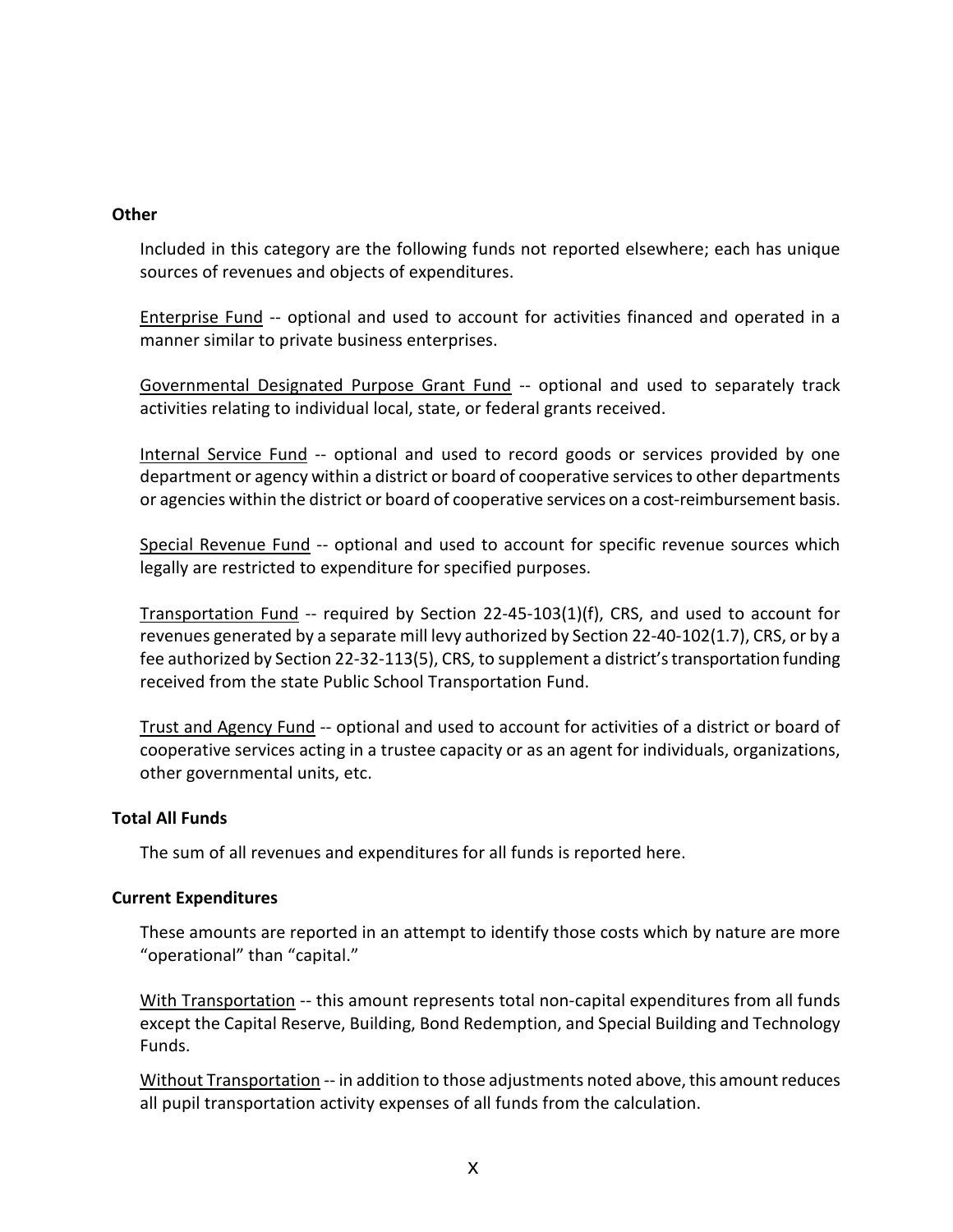**Other**

Included in this category are the following funds not reported elsewhere; each has unique sources of revenues and objects of expenditures.

Enterprise Fund -- optional and used to account for activities financed and operated in a manner similar to private business enterprises.

Governmental Designated Purpose Grant Fund -- optional and used to separately track activities relating to individual local, state, or federal grants received.

Internal Service Fund -- optional and used to record goods or services provided by one department or agency within a district or board of cooperative services to other departments or agencies within the district or board of cooperative services on a cost-reimbursement basis.

Special Revenue Fund -- optional and used to account for specific revenue sources which legally are restricted to expenditure for specified purposes.

Transportation Fund -- required by Section 22-45-103(1)(f), CRS, and used to account for revenues generated by a separate mill levy authorized by Section 22-40-102(1.7), CRS, or by a fee authorized by Section 22-32-113(5), CRS, to supplement a district's transportation funding received from the state Public School Transportation Fund.

Trust and Agency Fund -- optional and used to account for activities of a district or board of cooperative services acting in a trustee capacity or as an agent for individuals, organizations, other governmental units, etc.

**Total All Funds**

The sum of all revenues and expenditures for all funds is reported here.

**Current Expenditures**

These amounts are reported in an attempt to identify those costs which by nature are more "operational" than "capital."

With Transportation -- this amount represents total non-capital expenditures from all funds except the Capital Reserve, Building, Bond Redemption, and Special Building and Technology Funds.

Without Transportation -- in addition to those adjustments noted above, this amount reduces all pupil transportation activity expenses of all funds from the calculation.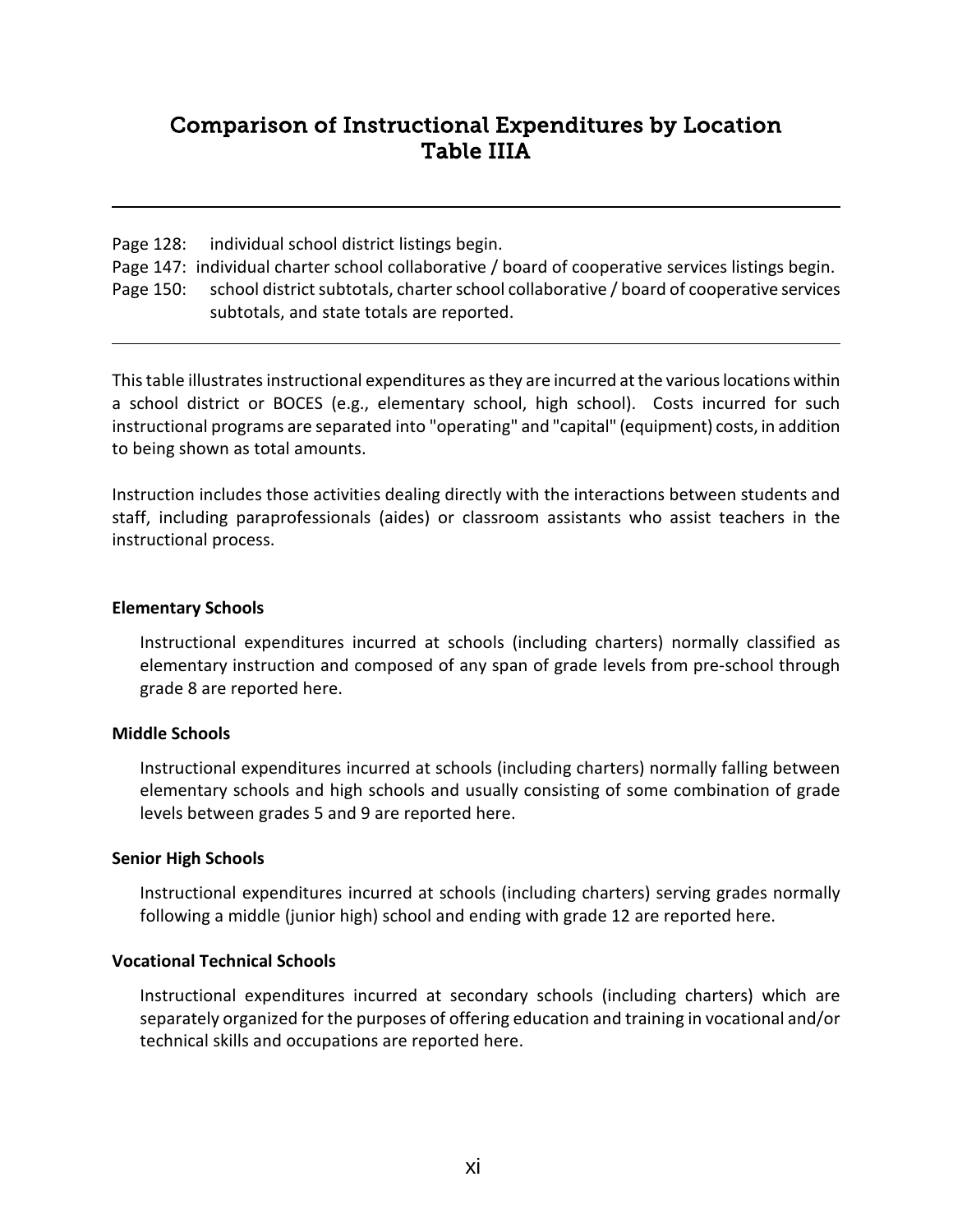# Comparison of Instructional Expenditures by Location
# Table IIIA

---

Page 128: individual school district listings begin.

Page 147: individual charter school collaborative / board of cooperative services listings begin.

Page 150: school district subtotals, charter school collaborative / board of cooperative services subtotals, and state totals are reported.

---

This table illustrates instructional expenditures as they are incurred at the various locations within a school district or BOCES (e.g., elementary school, high school). Costs incurred for such instructional programs are separated into "operating" and "capital" (equipment) costs, in addition to being shown as total amounts.

Instruction includes those activities dealing directly with the interactions between students and staff, including paraprofessionals (aides) or classroom assistants who assist teachers in the instructional process.

**Elementary Schools**

Instructional expenditures incurred at schools (including charters) normally classified as elementary instruction and composed of any span of grade levels from pre-school through grade 8 are reported here.

**Middle Schools**

Instructional expenditures incurred at schools (including charters) normally falling between elementary schools and high schools and usually consisting of some combination of grade levels between grades 5 and 9 are reported here.

**Senior High Schools**

Instructional expenditures incurred at schools (including charters) serving grades normally following a middle (junior high) school and ending with grade 12 are reported here.

**Vocational Technical Schools**

Instructional expenditures incurred at secondary schools (including charters) which are separately organized for the purposes of offering education and training in vocational and/or technical skills and occupations are reported here.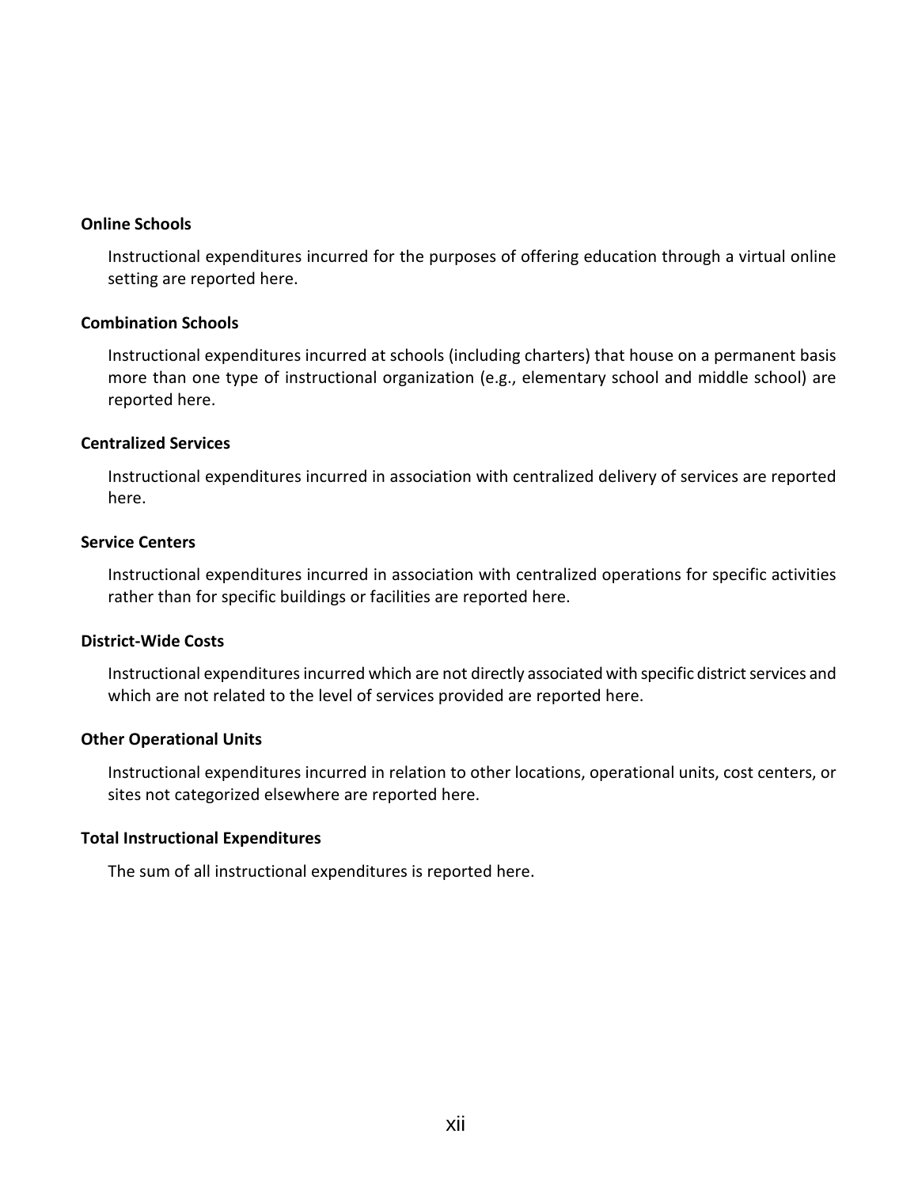**Online Schools**

Instructional expenditures incurred for the purposes of offering education through a virtual online setting are reported here.

**Combination Schools**

Instructional expenditures incurred at schools (including charters) that house on a permanent basis more than one type of instructional organization (e.g., elementary school and middle school) are reported here.

**Centralized Services**

Instructional expenditures incurred in association with centralized delivery of services are reported here.

**Service Centers**

Instructional expenditures incurred in association with centralized operations for specific activities rather than for specific buildings or facilities are reported here.

**District-Wide Costs**

Instructional expenditures incurred which are not directly associated with specific district services and which are not related to the level of services provided are reported here.

**Other Operational Units**

Instructional expenditures incurred in relation to other locations, operational units, cost centers, or sites not categorized elsewhere are reported here.

**Total Instructional Expenditures**

The sum of all instructional expenditures is reported here.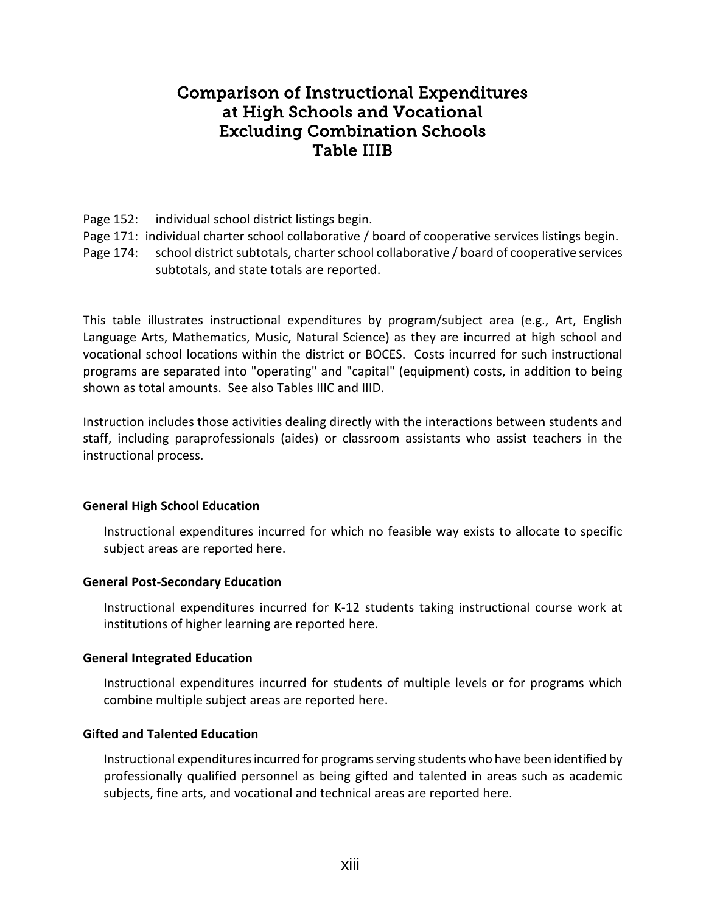# Comparison of Instructional Expenditures at High Schools and Vocational Excluding Combination Schools Table IIIB

---

Page 152: individual school district listings begin.
Page 171: individual charter school collaborative / board of cooperative services listings begin.
Page 174: school district subtotals, charter school collaborative / board of cooperative services subtotals, and state totals are reported.

---

This table illustrates instructional expenditures by program/subject area (e.g., Art, English Language Arts, Mathematics, Music, Natural Science) as they are incurred at high school and vocational school locations within the district or BOCES. Costs incurred for such instructional programs are separated into "operating" and "capital" (equipment) costs, in addition to being shown as total amounts. See also Tables IIIC and IIID.

Instruction includes those activities dealing directly with the interactions between students and staff, including paraprofessionals (aides) or classroom assistants who assist teachers in the instructional process.

**General High School Education**

Instructional expenditures incurred for which no feasible way exists to allocate to specific subject areas are reported here.

**General Post-Secondary Education**

Instructional expenditures incurred for K-12 students taking instructional course work at institutions of higher learning are reported here.

**General Integrated Education**

Instructional expenditures incurred for students of multiple levels or for programs which combine multiple subject areas are reported here.

**Gifted and Talented Education**

Instructional expenditures incurred for programs serving students who have been identified by professionally qualified personnel as being gifted and talented in areas such as academic subjects, fine arts, and vocational and technical areas are reported here.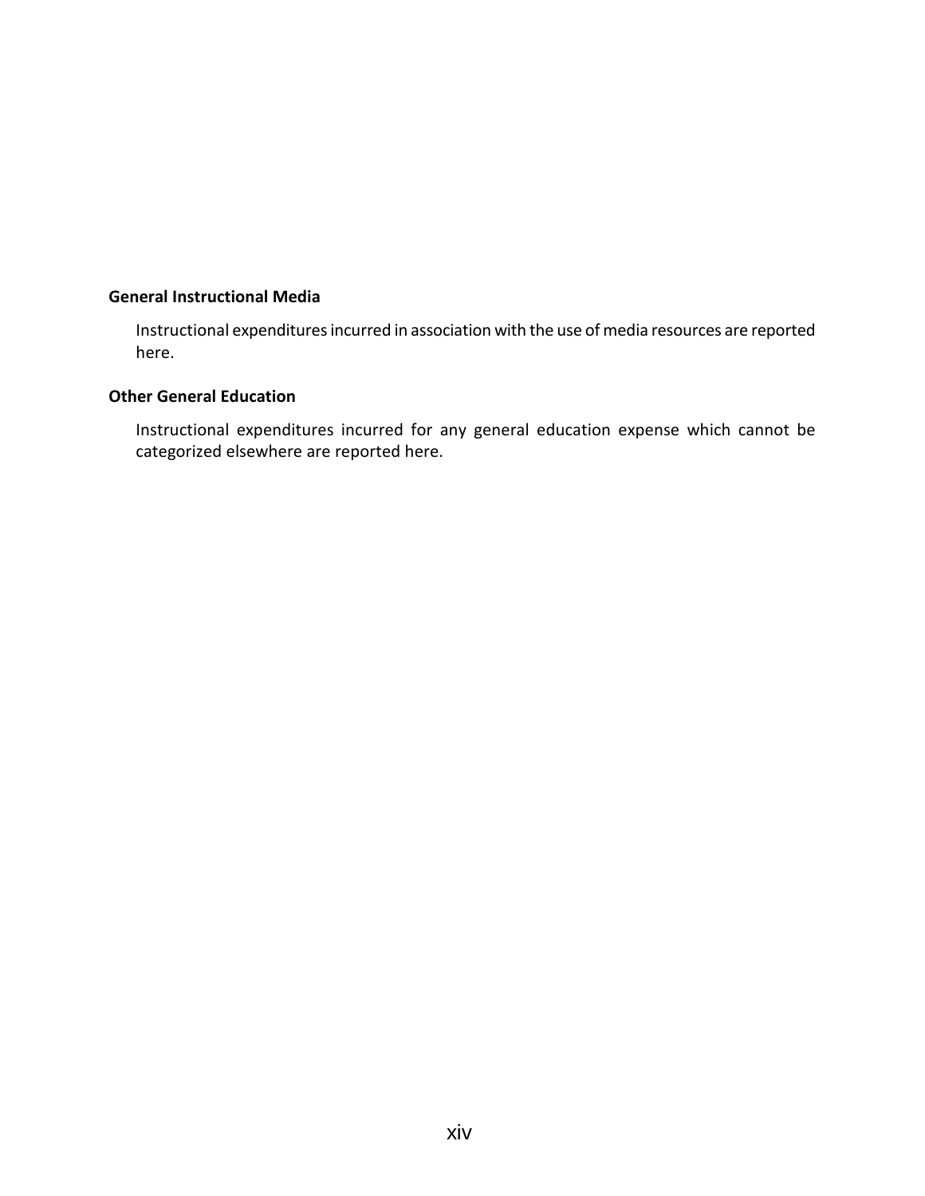**General Instructional Media**

Instructional expenditures incurred in association with the use of media resources are reported here.

**Other General Education**

Instructional expenditures incurred for any general education expense which cannot be categorized elsewhere are reported here.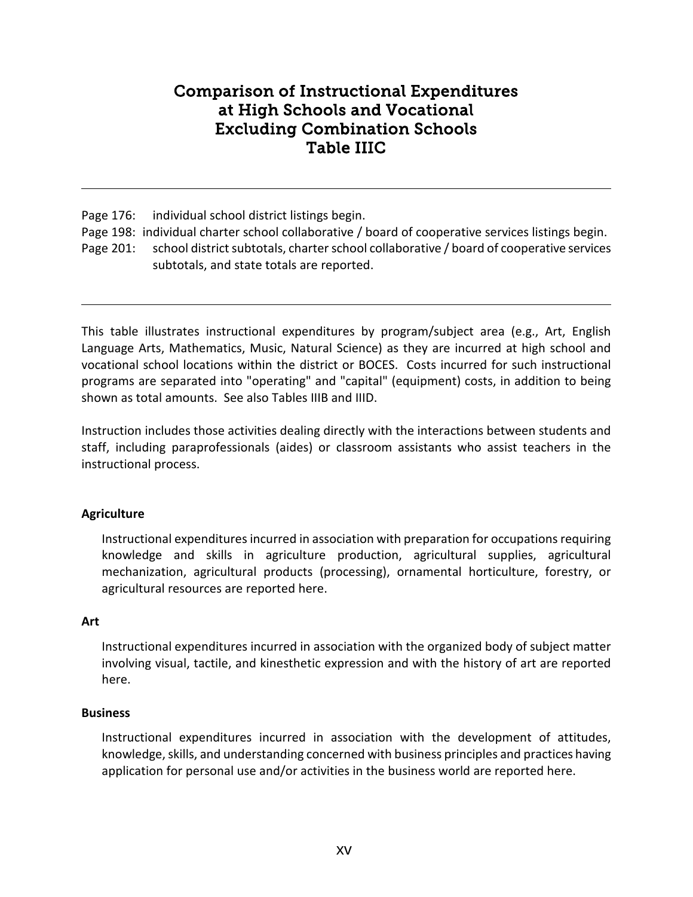# Comparison of Instructional Expenditures at High Schools and Vocational Excluding Combination Schools Table IIIC

---

Page 176: individual school district listings begin.
Page 198: individual charter school collaborative / board of cooperative services listings begin.
Page 201: school district subtotals, charter school collaborative / board of cooperative services subtotals, and state totals are reported.

---

This table illustrates instructional expenditures by program/subject area (e.g., Art, English Language Arts, Mathematics, Music, Natural Science) as they are incurred at high school and vocational school locations within the district or BOCES. Costs incurred for such instructional programs are separated into "operating" and "capital" (equipment) costs, in addition to being shown as total amounts. See also Tables IIIB and IIID.

Instruction includes those activities dealing directly with the interactions between students and staff, including paraprofessionals (aides) or classroom assistants who assist teachers in the instructional process.

**Agriculture**

Instructional expenditures incurred in association with preparation for occupations requiring knowledge and skills in agriculture production, agricultural supplies, agricultural mechanization, agricultural products (processing), ornamental horticulture, forestry, or agricultural resources are reported here.

**Art**

Instructional expenditures incurred in association with the organized body of subject matter involving visual, tactile, and kinesthetic expression and with the history of art are reported here.

**Business**

Instructional expenditures incurred in association with the development of attitudes, knowledge, skills, and understanding concerned with business principles and practices having application for personal use and/or activities in the business world are reported here.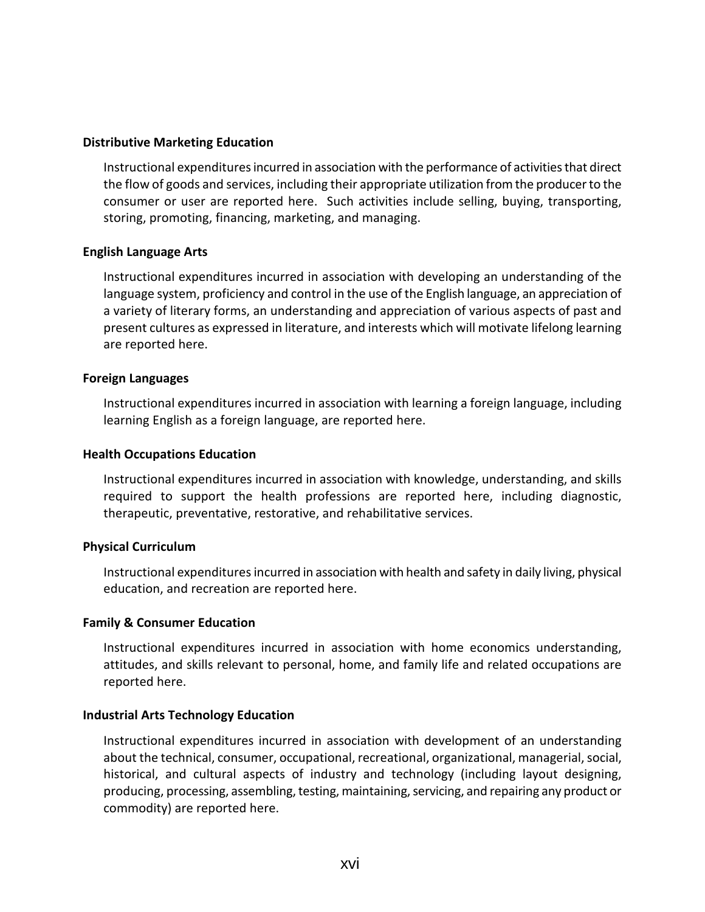**Distributive Marketing Education**

Instructional expenditures incurred in association with the performance of activities that direct the flow of goods and services, including their appropriate utilization from the producer to the consumer or user are reported here. Such activities include selling, buying, transporting, storing, promoting, financing, marketing, and managing.

**English Language Arts**

Instructional expenditures incurred in association with developing an understanding of the language system, proficiency and control in the use of the English language, an appreciation of a variety of literary forms, an understanding and appreciation of various aspects of past and present cultures as expressed in literature, and interests which will motivate lifelong learning are reported here.

**Foreign Languages**

Instructional expenditures incurred in association with learning a foreign language, including learning English as a foreign language, are reported here.

**Health Occupations Education**

Instructional expenditures incurred in association with knowledge, understanding, and skills required to support the health professions are reported here, including diagnostic, therapeutic, preventative, restorative, and rehabilitative services.

**Physical Curriculum**

Instructional expenditures incurred in association with health and safety in daily living, physical education, and recreation are reported here.

**Family & Consumer Education**

Instructional expenditures incurred in association with home economics understanding, attitudes, and skills relevant to personal, home, and family life and related occupations are reported here.

**Industrial Arts Technology Education**

Instructional expenditures incurred in association with development of an understanding about the technical, consumer, occupational, recreational, organizational, managerial, social, historical, and cultural aspects of industry and technology (including layout designing, producing, processing, assembling, testing, maintaining, servicing, and repairing any product or commodity) are reported here.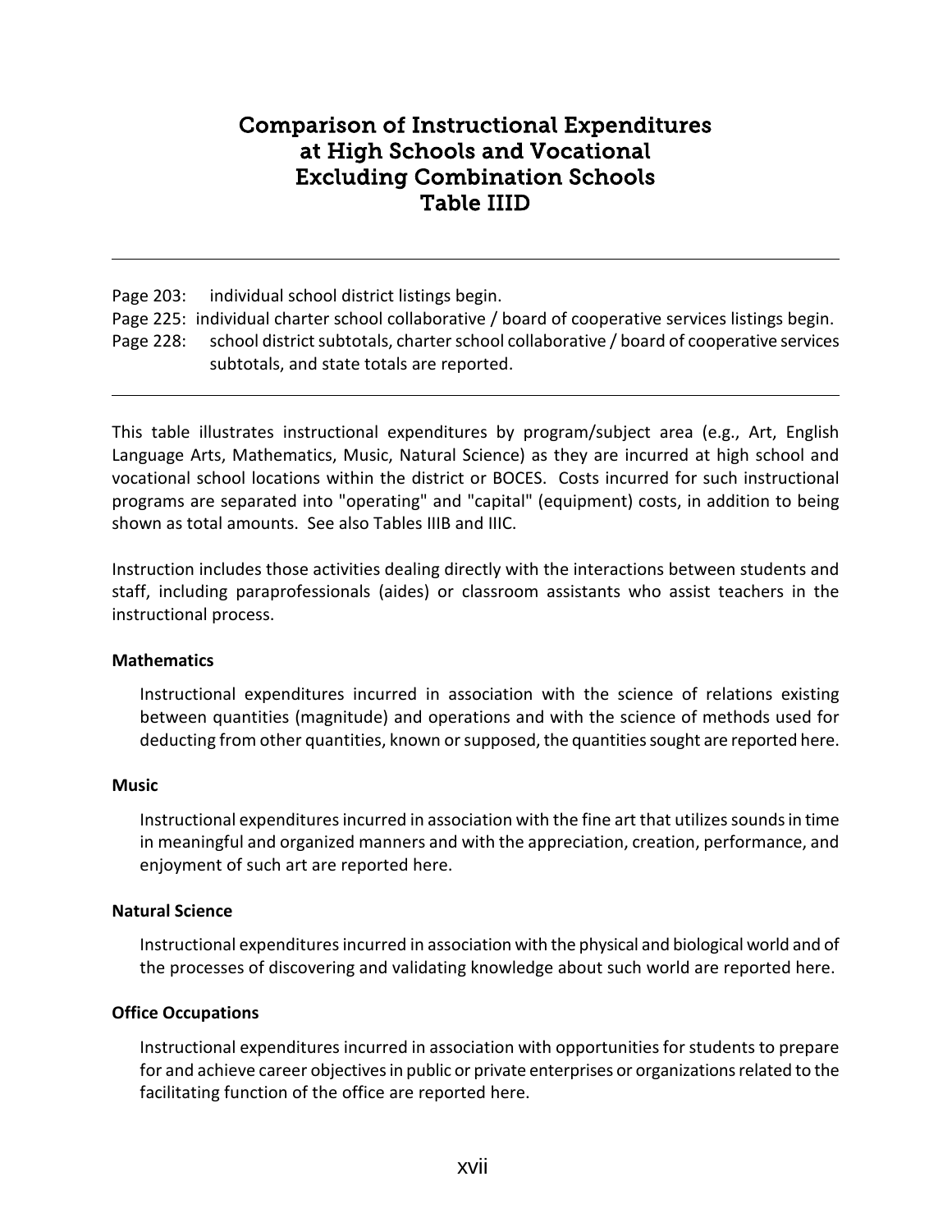# Comparison of Instructional Expenditures at High Schools and Vocational Excluding Combination Schools Table IIID

---

Page 203: individual school district listings begin.
Page 225: individual charter school collaborative / board of cooperative services listings begin.
Page 228: school district subtotals, charter school collaborative / board of cooperative services subtotals, and state totals are reported.

---

This table illustrates instructional expenditures by program/subject area (e.g., Art, English Language Arts, Mathematics, Music, Natural Science) as they are incurred at high school and vocational school locations within the district or BOCES. Costs incurred for such instructional programs are separated into "operating" and "capital" (equipment) costs, in addition to being shown as total amounts. See also Tables IIIB and IIIC.

Instruction includes those activities dealing directly with the interactions between students and staff, including paraprofessionals (aides) or classroom assistants who assist teachers in the instructional process.

**Mathematics**

Instructional expenditures incurred in association with the science of relations existing between quantities (magnitude) and operations and with the science of methods used for deducting from other quantities, known or supposed, the quantities sought are reported here.

**Music**

Instructional expenditures incurred in association with the fine art that utilizes sounds in time in meaningful and organized manners and with the appreciation, creation, performance, and enjoyment of such art are reported here.

**Natural Science**

Instructional expenditures incurred in association with the physical and biological world and of the processes of discovering and validating knowledge about such world are reported here.

**Office Occupations**

Instructional expenditures incurred in association with opportunities for students to prepare for and achieve career objectives in public or private enterprises or organizations related to the facilitating function of the office are reported here.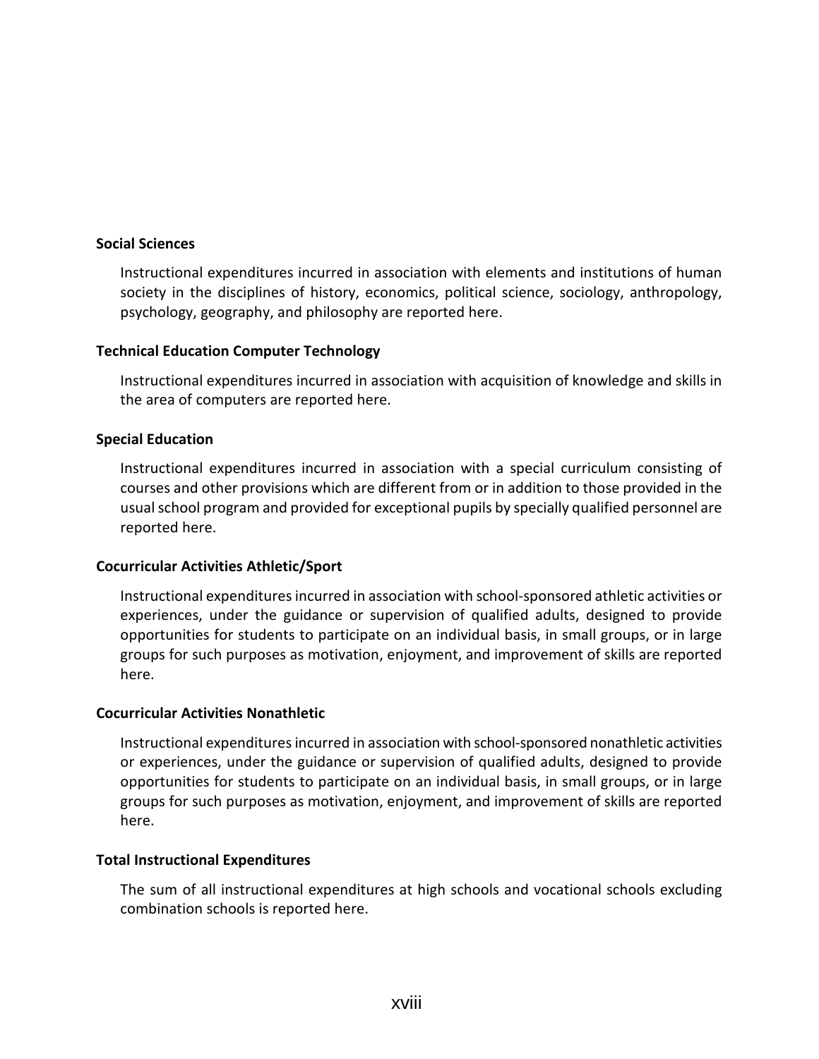**Social Sciences**

Instructional expenditures incurred in association with elements and institutions of human society in the disciplines of history, economics, political science, sociology, anthropology, psychology, geography, and philosophy are reported here.

**Technical Education Computer Technology**

Instructional expenditures incurred in association with acquisition of knowledge and skills in the area of computers are reported here.

**Special Education**

Instructional expenditures incurred in association with a special curriculum consisting of courses and other provisions which are different from or in addition to those provided in the usual school program and provided for exceptional pupils by specially qualified personnel are reported here.

**Cocurricular Activities Athletic/Sport**

Instructional expenditures incurred in association with school-sponsored athletic activities or experiences, under the guidance or supervision of qualified adults, designed to provide opportunities for students to participate on an individual basis, in small groups, or in large groups for such purposes as motivation, enjoyment, and improvement of skills are reported here.

**Cocurricular Activities Nonathletic**

Instructional expenditures incurred in association with school-sponsored nonathletic activities or experiences, under the guidance or supervision of qualified adults, designed to provide opportunities for students to participate on an individual basis, in small groups, or in large groups for such purposes as motivation, enjoyment, and improvement of skills are reported here.

**Total Instructional Expenditures**

The sum of all instructional expenditures at high schools and vocational schools excluding combination schools is reported here.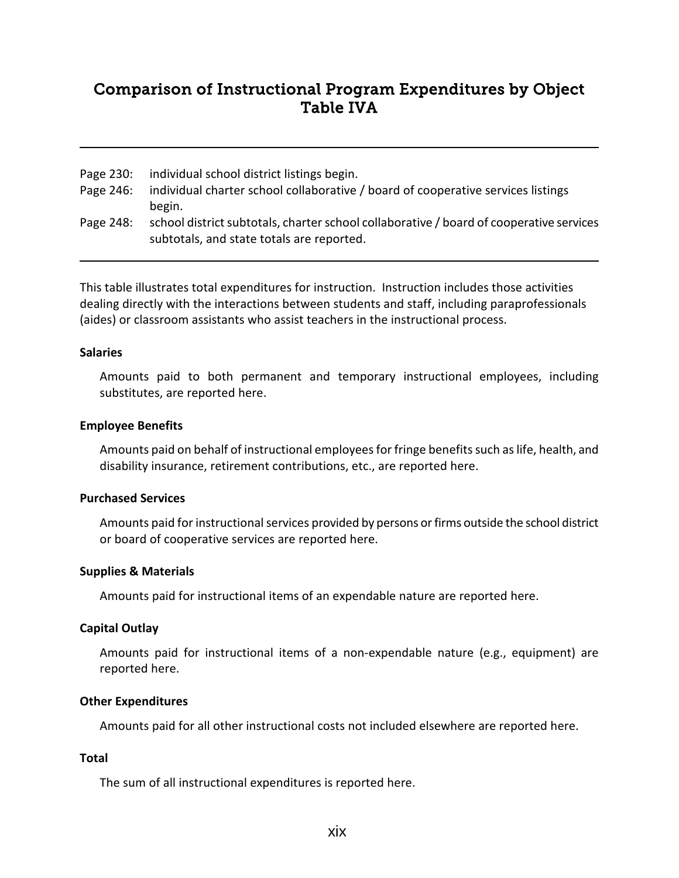# Comparison of Instructional Program Expenditures by Object
# Table IVA

---

Page 230: individual school district listings begin.
Page 246: individual charter school collaborative / board of cooperative services listings begin.
Page 248: school district subtotals, charter school collaborative / board of cooperative services subtotals, and state totals are reported.

---

This table illustrates total expenditures for instruction. Instruction includes those activities dealing directly with the interactions between students and staff, including paraprofessionals (aides) or classroom assistants who assist teachers in the instructional process.

**Salaries**

Amounts paid to both permanent and temporary instructional employees, including substitutes, are reported here.

**Employee Benefits**

Amounts paid on behalf of instructional employees for fringe benefits such as life, health, and disability insurance, retirement contributions, etc., are reported here.

**Purchased Services**

Amounts paid for instructional services provided by persons or firms outside the school district or board of cooperative services are reported here.

**Supplies & Materials**

Amounts paid for instructional items of an expendable nature are reported here.

**Capital Outlay**

Amounts paid for instructional items of a non-expendable nature (e.g., equipment) are reported here.

**Other Expenditures**

Amounts paid for all other instructional costs not included elsewhere are reported here.

**Total**

The sum of all instructional expenditures is reported here.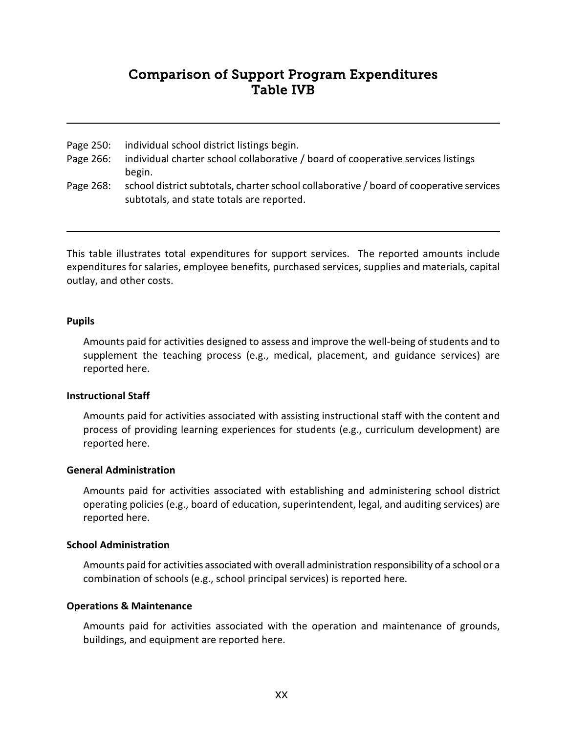# Comparison of Support Program Expenditures
# Table IVB

---

Page 250: individual school district listings begin.

Page 266: individual charter school collaborative / board of cooperative services listings begin.

Page 268: school district subtotals, charter school collaborative / board of cooperative services subtotals, and state totals are reported.

---

This table illustrates total expenditures for support services. The reported amounts include expenditures for salaries, employee benefits, purchased services, supplies and materials, capital outlay, and other costs.

**Pupils**

Amounts paid for activities designed to assess and improve the well-being of students and to supplement the teaching process (e.g., medical, placement, and guidance services) are reported here.

**Instructional Staff**

Amounts paid for activities associated with assisting instructional staff with the content and process of providing learning experiences for students (e.g., curriculum development) are reported here.

**General Administration**

Amounts paid for activities associated with establishing and administering school district operating policies (e.g., board of education, superintendent, legal, and auditing services) are reported here.

**School Administration**

Amounts paid for activities associated with overall administration responsibility of a school or a combination of schools (e.g., school principal services) is reported here.

**Operations & Maintenance**

Amounts paid for activities associated with the operation and maintenance of grounds, buildings, and equipment are reported here.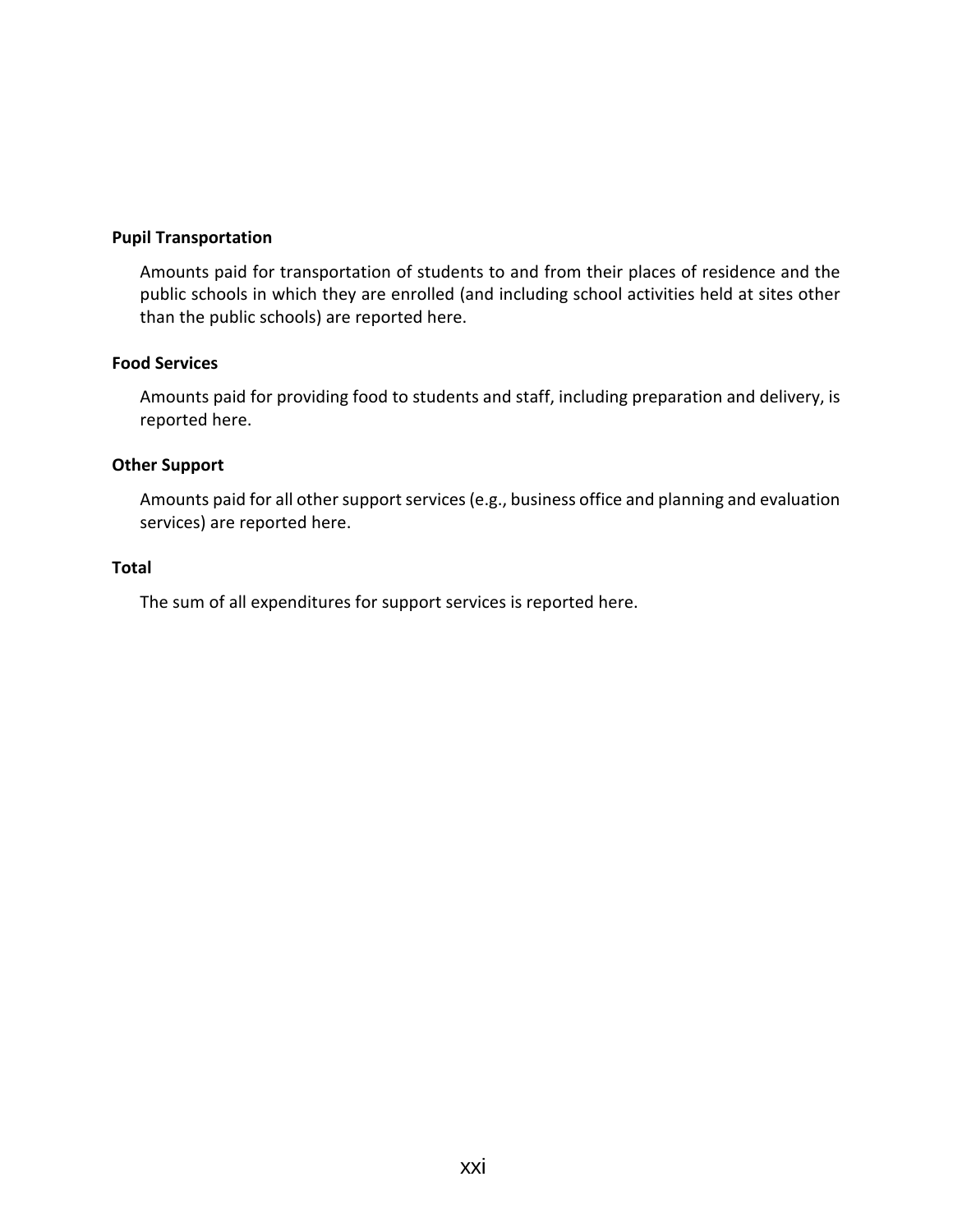**Pupil Transportation**

Amounts paid for transportation of students to and from their places of residence and the public schools in which they are enrolled (and including school activities held at sites other than the public schools) are reported here.

**Food Services**

Amounts paid for providing food to students and staff, including preparation and delivery, is reported here.

**Other Support**

Amounts paid for all other support services (e.g., business office and planning and evaluation services) are reported here.

**Total**

The sum of all expenditures for support services is reported here.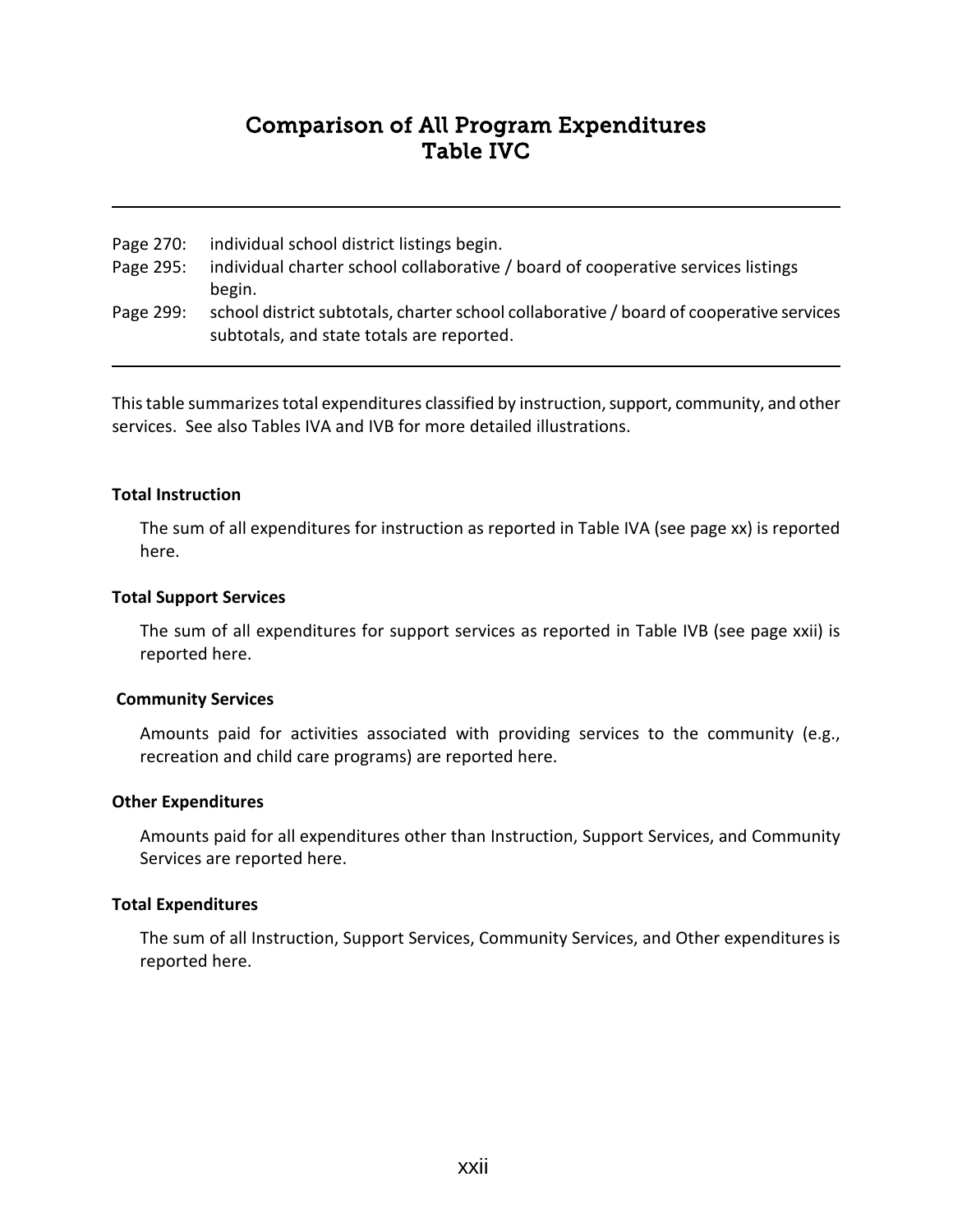# Comparison of All Program Expenditures
# Table IVC

---

Page 270: individual school district listings begin.
Page 295: individual charter school collaborative / board of cooperative services listings begin.
Page 299: school district subtotals, charter school collaborative / board of cooperative services subtotals, and state totals are reported.

---

This table summarizes total expenditures classified by instruction, support, community, and other services. See also Tables IVA and IVB for more detailed illustrations.

**Total Instruction**

The sum of all expenditures for instruction as reported in Table IVA (see page xx) is reported here.

**Total Support Services**

The sum of all expenditures for support services as reported in Table IVB (see page xxii) is reported here.

**Community Services**

Amounts paid for activities associated with providing services to the community (e.g., recreation and child care programs) are reported here.

**Other Expenditures**

Amounts paid for all expenditures other than Instruction, Support Services, and Community Services are reported here.

**Total Expenditures**

The sum of all Instruction, Support Services, Community Services, and Other expenditures is reported here.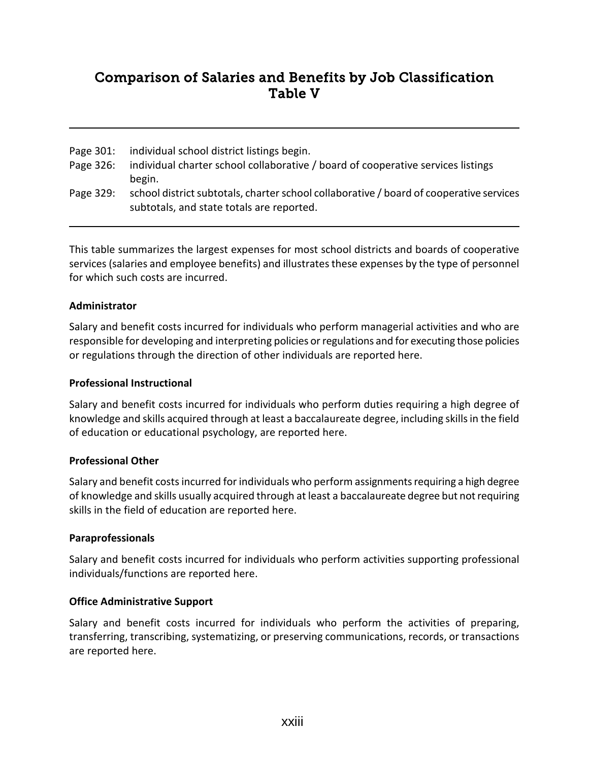# Comparison of Salaries and Benefits by Job Classification
# Table V

---

Page 301: individual school district listings begin.
Page 326: individual charter school collaborative / board of cooperative services listings begin.
Page 329: school district subtotals, charter school collaborative / board of cooperative services subtotals, and state totals are reported.

---

This table summarizes the largest expenses for most school districts and boards of cooperative services (salaries and employee benefits) and illustrates these expenses by the type of personnel for which such costs are incurred.

**Administrator**

Salary and benefit costs incurred for individuals who perform managerial activities and who are responsible for developing and interpreting policies or regulations and for executing those policies or regulations through the direction of other individuals are reported here.

**Professional Instructional**

Salary and benefit costs incurred for individuals who perform duties requiring a high degree of knowledge and skills acquired through at least a baccalaureate degree, including skills in the field of education or educational psychology, are reported here.

**Professional Other**

Salary and benefit costs incurred for individuals who perform assignments requiring a high degree of knowledge and skills usually acquired through at least a baccalaureate degree but not requiring skills in the field of education are reported here.

**Paraprofessionals**

Salary and benefit costs incurred for individuals who perform activities supporting professional individuals/functions are reported here.

**Office Administrative Support**

Salary and benefit costs incurred for individuals who perform the activities of preparing, transferring, transcribing, systematizing, or preserving communications, records, or transactions are reported here.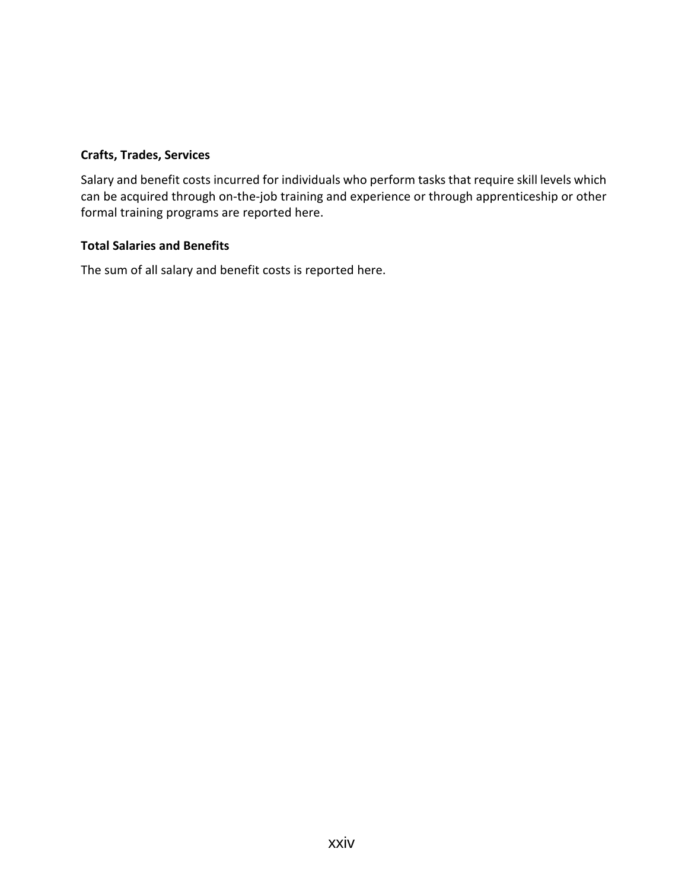**Crafts, Trades, Services**

Salary and benefit costs incurred for individuals who perform tasks that require skill levels which can be acquired through on-the-job training and experience or through apprenticeship or other formal training programs are reported here.

**Total Salaries and Benefits**

The sum of all salary and benefit costs is reported here.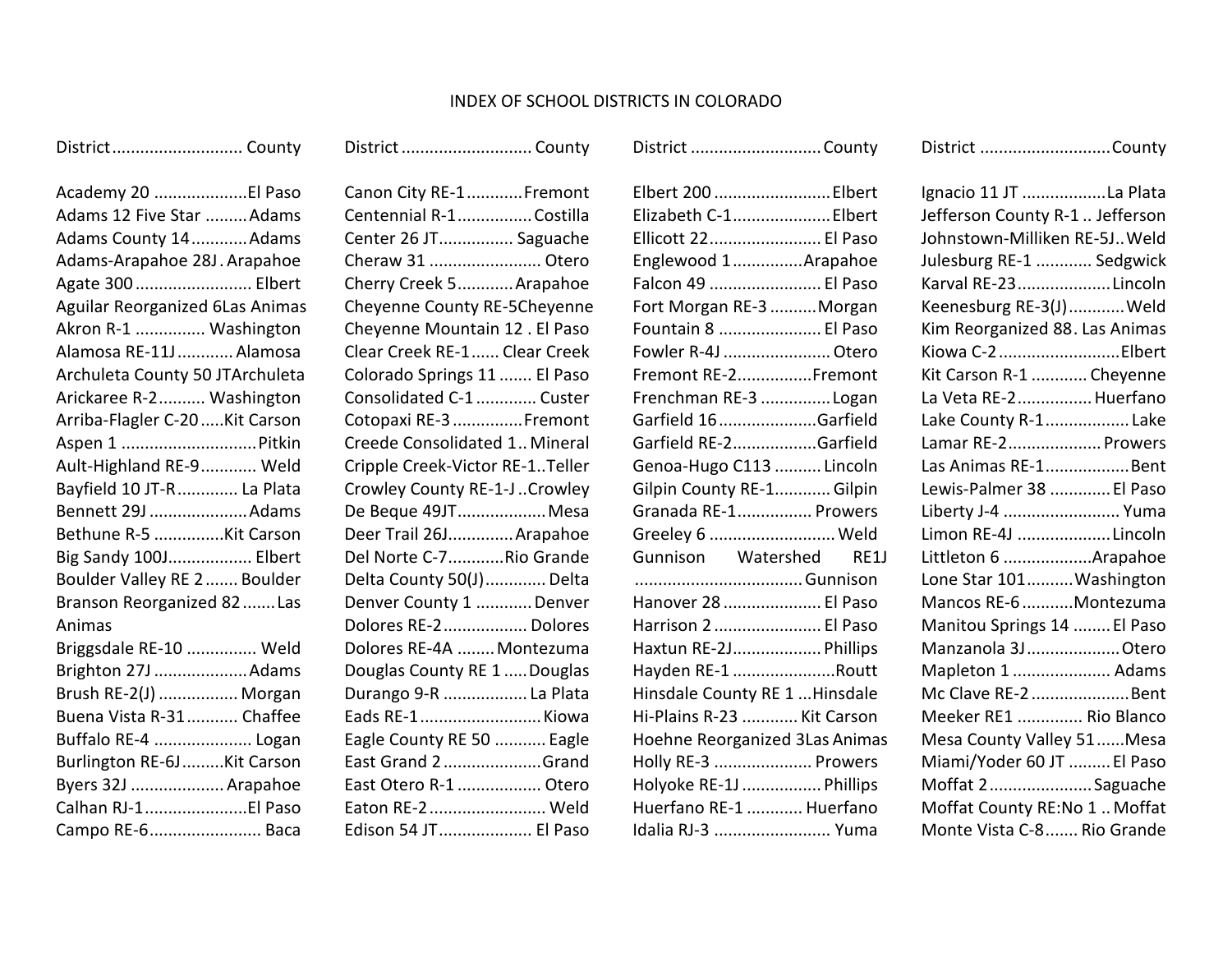# INDEX OF SCHOOL DISTRICTS IN COLORADO

| District | County |
|---|---|
| Academy 20 | El Paso |
| Adams 12 Five Star | Adams |
| Adams County 14 | Adams |
| Adams-Arapahoe 28J | Arapahoe |
| Agate 300 | Elbert |
| Aguilar Reorganized 6 | Las Animas |
| Akron R-1 | Washington |
| Alamosa RE-11J | Alamosa |
| Archuleta County 50 JT | Archuleta |
| Arickaree R-2 | Washington |
| Arriba-Flagler C-20 | Kit Carson |
| Aspen 1 | Pitkin |
| Ault-Highland RE-9 | Weld |
| Bayfield 10 JT-R | La Plata |
| Bennett 29J | Adams |
| Bethune R-5 | Kit Carson |
| Big Sandy 100J | Elbert |
| Boulder Valley RE 2 | Boulder |
| Branson Reorganized 82 | Las Animas |
| Briggsdale RE-10 | Weld |
| Brighton 27J | Adams |
| Brush RE-2(J) | Morgan |
| Buena Vista R-31 | Chaffee |
| Buffalo RE-4 | Logan |
| Burlington RE-6J | Kit Carson |
| Byers 32J | Arapahoe |
| Calhan RJ-1 | El Paso |
| Campo RE-6 | Baca |
| Canon City RE-1 | Fremont |
| Centennial R-1 | Costilla |
| Center 26 JT | Saguache |
| Cheraw 31 | Otero |
| Cherry Creek 5 | Arapahoe |
| Cheyenne County RE-5 | Cheyenne |
| Cheyenne Mountain 12 | El Paso |
| Clear Creek RE-1 | Clear Creek |
| Colorado Springs 11 | El Paso |
| Consolidated C-1 | Custer |
| Cotopaxi RE-3 | Fremont |
| Creede Consolidated 1 | Mineral |
| Cripple Creek-Victor RE-1 | Teller |
| Crowley County RE-1-J | Crowley |
| De Beque 49JT | Mesa |
| Deer Trail 26J | Arapahoe |
| Del Norte C-7 | Rio Grande |
| Delta County 50(J) | Delta |
| Denver County 1 | Denver |
| Dolores RE-2 | Dolores |
| Dolores RE-4A | Montezuma |
| Douglas County RE 1 | Douglas |
| Durango 9-R | La Plata |
| Eads RE-1 | Kiowa |
| Eagle County RE 50 | Eagle |
| East Grand 2 | Grand |
| East Otero R-1 | Otero |
| Eaton RE-2 | Weld |
| Edison 54 JT | El Paso |
| Elbert 200 | Elbert |
| Elizabeth C-1 | Elbert |
| Ellicott 22 | El Paso |
| Englewood 1 | Arapahoe |
| Falcon 49 | El Paso |
| Fort Morgan RE-3 | Morgan |
| Fountain 8 | El Paso |
| Fowler R-4J | Otero |
| Fremont RE-2 | Fremont |
| Frenchman RE-3 | Logan |
| Garfield 16 | Garfield |
| Garfield RE-2 | Garfield |
| Genoa-Hugo C113 | Lincoln |
| Gilpin County RE-1 | Gilpin |
| Granada RE-1 | Prowers |
| Greeley 6 | Weld |
| Gunnison Watershed RE1J | Gunnison |
| Hanover 28 | El Paso |
| Harrison 2 | El Paso |
| Haxtun RE-2J | Phillips |
| Hayden RE-1 | Routt |
| Hinsdale County RE 1 | Hinsdale |
| Hi-Plains R-23 | Kit Carson |
| Hoehne Reorganized 3 | Las Animas |
| Holly RE-3 | Prowers |
| Holyoke RE-1J | Phillips |
| Huerfano RE-1 | Huerfano |
| Idalia RJ-3 | Yuma |
| Ignacio 11 JT | La Plata |
| Jefferson County R-1 | Jefferson |
| Johnstown-Milliken RE-5J | Weld |
| Julesburg RE-1 | Sedgwick |
| Karval RE-23 | Lincoln |
| Keenesburg RE-3(J) | Weld |
| Kim Reorganized 88 | Las Animas |
| Kiowa C-2 | Elbert |
| Kit Carson R-1 | Cheyenne |
| La Veta RE-2 | Huerfano |
| Lake County R-1 | Lake |
| Lamar RE-2 | Prowers |
| Las Animas RE-1 | Bent |
| Lewis-Palmer 38 | El Paso |
| Liberty J-4 | Yuma |
| Limon RE-4J | Lincoln |
| Littleton 6 | Arapahoe |
| Lone Star 101 | Washington |
| Mancos RE-6 | Montezuma |
| Manitou Springs 14 | El Paso |
| Manzanola 3J | Otero |
| Mapleton 1 | Adams |
| Mc Clave RE-2 | Bent |
| Meeker RE1 | Rio Blanco |
| Mesa County Valley 51 | Mesa |
| Miami/Yoder 60 JT | El Paso |
| Moffat 2 | Saguache |
| Moffat County RE:No 1 | Moffat |
| Monte Vista C-8 | Rio Grande |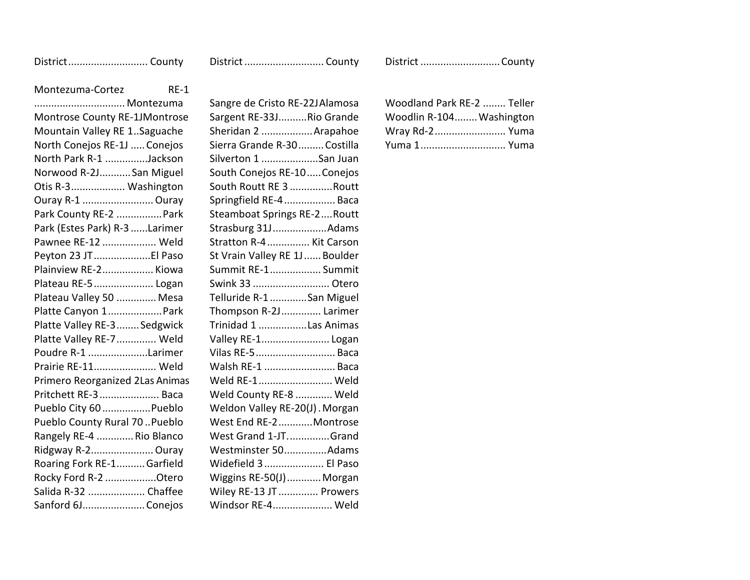| District | County |
|---|---|
| Montezuma-Cortez RE-1 | Montezuma |
| Montrose County RE-1J | Montrose |
| Mountain Valley RE 1 | Saguache |
| North Conejos RE-1J | Conejos |
| North Park R-1 | Jackson |
| Norwood R-2J | San Miguel |
| Otis R-3 | Washington |
| Ouray R-1 | Ouray |
| Park County RE-2 | Park |
| Park (Estes Park) R-3 | Larimer |
| Pawnee RE-12 | Weld |
| Peyton 23 JT | El Paso |
| Plainview RE-2 | Kiowa |
| Plateau RE-5 | Logan |
| Plateau Valley 50 | Mesa |
| Platte Canyon 1 | Park |
| Platte Valley RE-3 | Sedgwick |
| Platte Valley RE-7 | Weld |
| Poudre R-1 | Larimer |
| Prairie RE-11 | Weld |
| Primero Reorganized 2 | Las Animas |
| Pritchett RE-3 | Baca |
| Pueblo City 60 | Pueblo |
| Pueblo County Rural 70 | Pueblo |
| Rangely RE-4 | Rio Blanco |
| Ridgway R-2 | Ouray |
| Roaring Fork RE-1 | Garfield |
| Rocky Ford R-2 | Otero |
| Salida R-32 | Chaffee |
| Sanford 6J | Conejos |

| District | County |
|---|---|
| Sangre de Cristo RE-22J | Alamosa |
| Sargent RE-33J | Rio Grande |
| Sheridan 2 | Arapahoe |
| Sierra Grande R-30 | Costilla |
| Silverton 1 | San Juan |
| South Conejos RE-10 | Conejos |
| South Routt RE 3 | Routt |
| Springfield RE-4 | Baca |
| Steamboat Springs RE-2 | Routt |
| Strasburg 31J | Adams |
| Stratton R-4 | Kit Carson |
| St Vrain Valley RE 1J | Boulder |
| Summit RE-1 | Summit |
| Swink 33 | Otero |
| Telluride R-1 | San Miguel |
| Thompson R-2J | Larimer |
| Trinidad 1 | Las Animas |
| Valley RE-1 | Logan |
| Vilas RE-5 | Baca |
| Walsh RE-1 | Baca |
| Weld RE-1 | Weld |
| Weld County RE-8 | Weld |
| Weldon Valley RE-20(J) | Morgan |
| West End RE-2 | Montrose |
| West Grand 1-JT. | Grand |
| Westminster 50 | Adams |
| Widefield 3 | El Paso |
| Wiggins RE-50(J) | Morgan |
| Wiley RE-13 JT | Prowers |
| Windsor RE-4 | Weld |

| District | County |
|---|---|
| Woodland Park RE-2 | Teller |
| Woodlin R-104 | Washington |
| Wray Rd-2 | Yuma |
| Yuma 1 | Yuma |